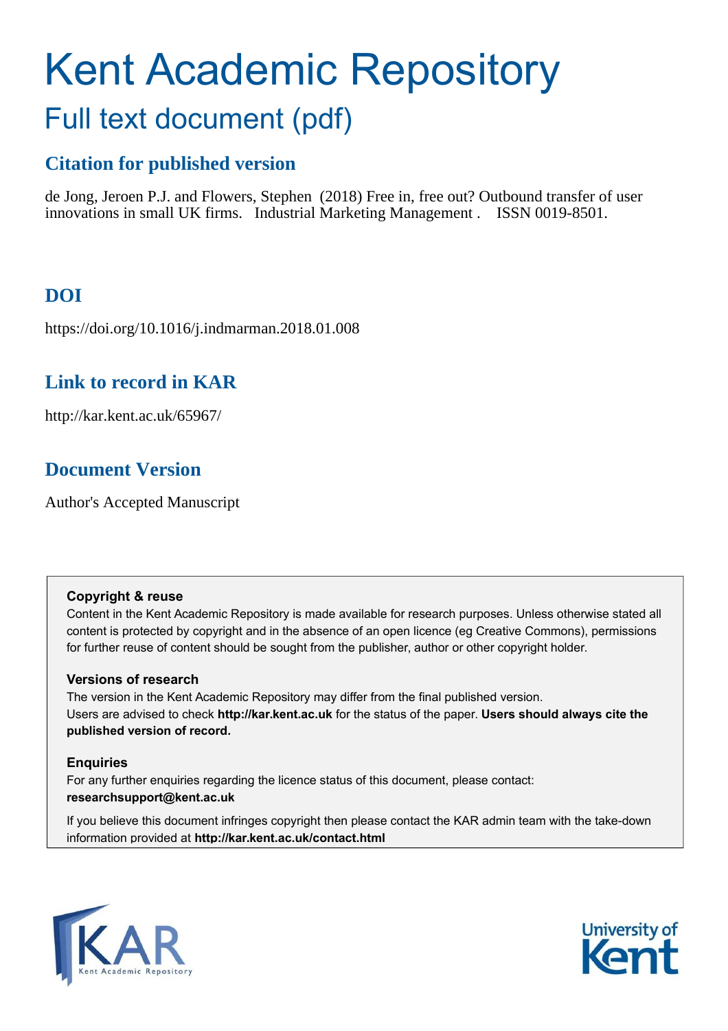# Kent Academic Repository

## Full text document (pdf)

### Citation for published version

de Jong, Jeroen P.J. and Flowers, Stephen (2018) Free in, free out? Outbound transfer of user innovations in small UK firms. Industrial Marketing Management . ISSN 0019-8501.

### DOI

https://doi.org/10.1016/j.indmarman.2018.01.008

### Link to record in KAR

http://kar.kent.ac.uk/65967/

### Document Version

Author's Accepted Manuscript

**Copyright & reuse**

Content in the Kent Academic Repository is made available for research purposes. Unless otherwise stated all content is protected by copyright and in the absence of an open licence (eg Creative Commons), permissions for further reuse of content should be sought from the publisher, author or other copyright holder.

**Versions of research**

The version in the Kent Academic Repository may differ from the final published version. Users are advised to check **http://kar.kent.ac.uk** for the status of the paper. **Users should always cite the published version of record.**

**Enquiries**

For any further enquiries regarding the licence status of this document, please contact: **researchsupport@kent.ac.uk**

If you believe this document infringes copyright then please contact the KAR admin team with the take-down information provided at **http://kar.kent.ac.uk/contact.html**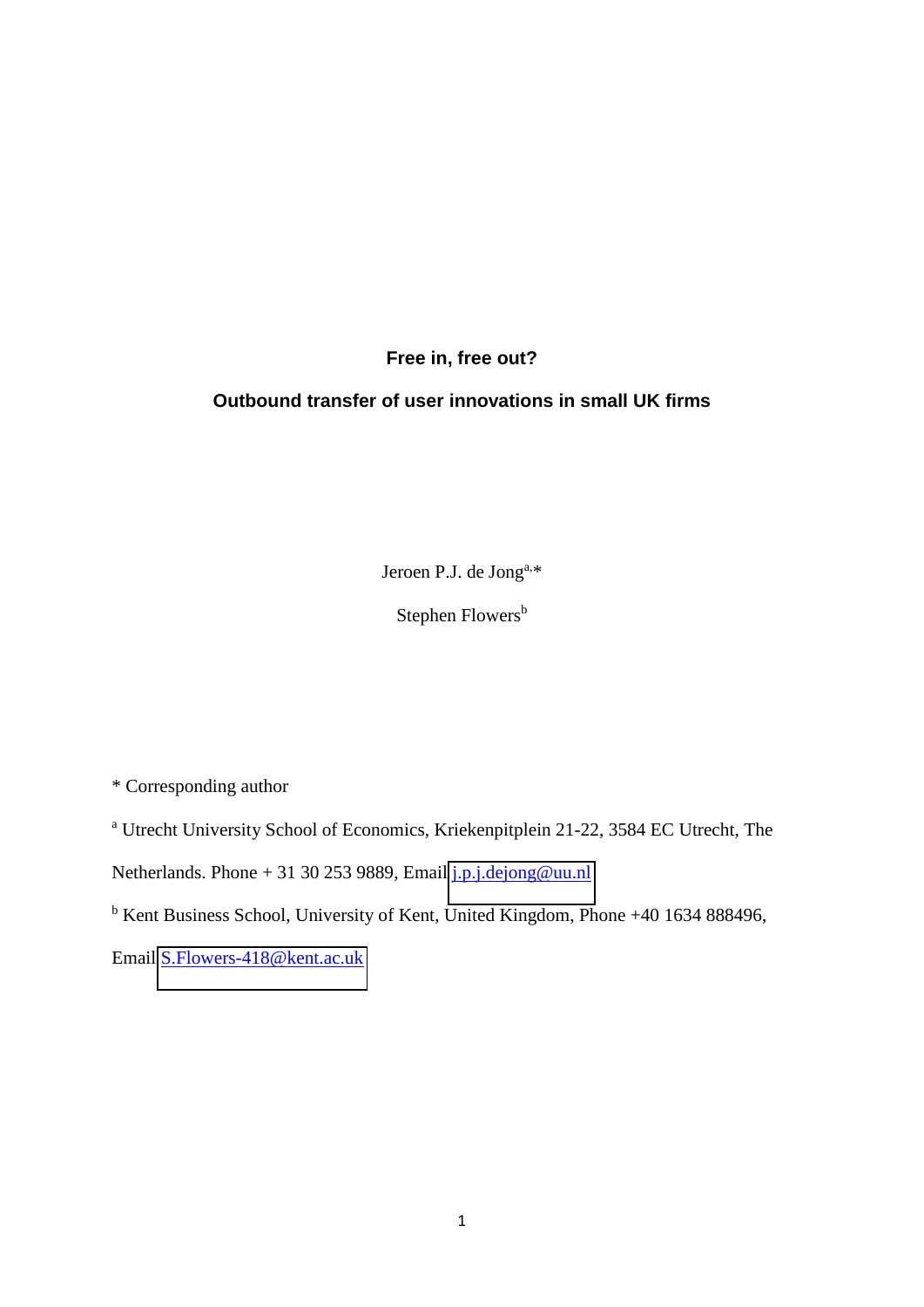**Free in, free out?**

**Outbound transfer of user innovations in small UK firms**

Jeroen P.J. de Jong[a,*]

Stephen Flowers[b]

\* Corresponding author

[a] Utrecht University School of Economics, Kriekenpitplein 21-22, 3584 EC Utrecht, The Netherlands. Phone + 31 30 253 9889, Email j.p.j.dejong@uu.nl

[b] Kent Business School, University of Kent, United Kingdom, Phone +40 1634 888496, Email S.Flowers-418@kent.ac.uk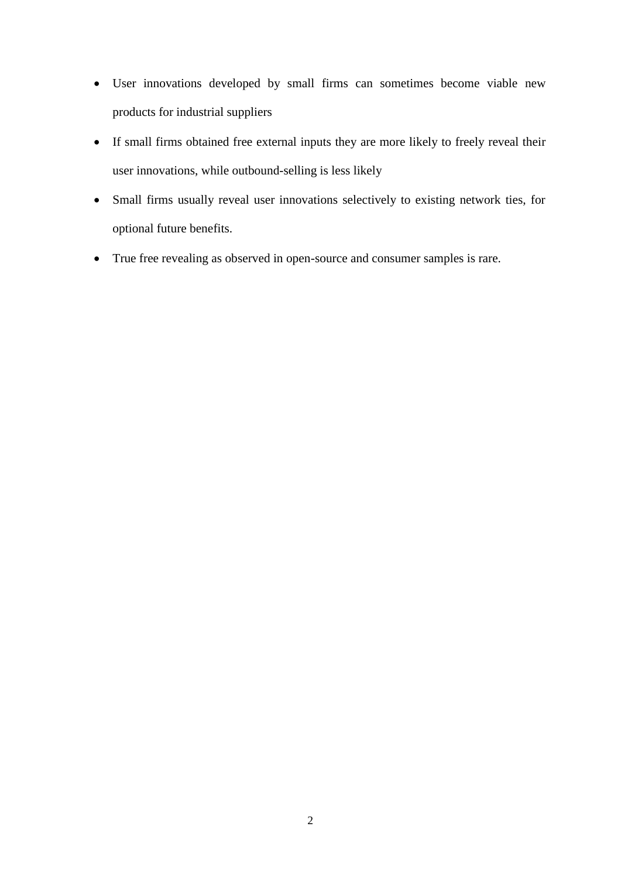- User innovations developed by small firms can sometimes become viable new products for industrial suppliers
- If small firms obtained free external inputs they are more likely to freely reveal their user innovations, while outbound-selling is less likely
- Small firms usually reveal user innovations selectively to existing network ties, for optional future benefits.
- True free revealing as observed in open-source and consumer samples is rare.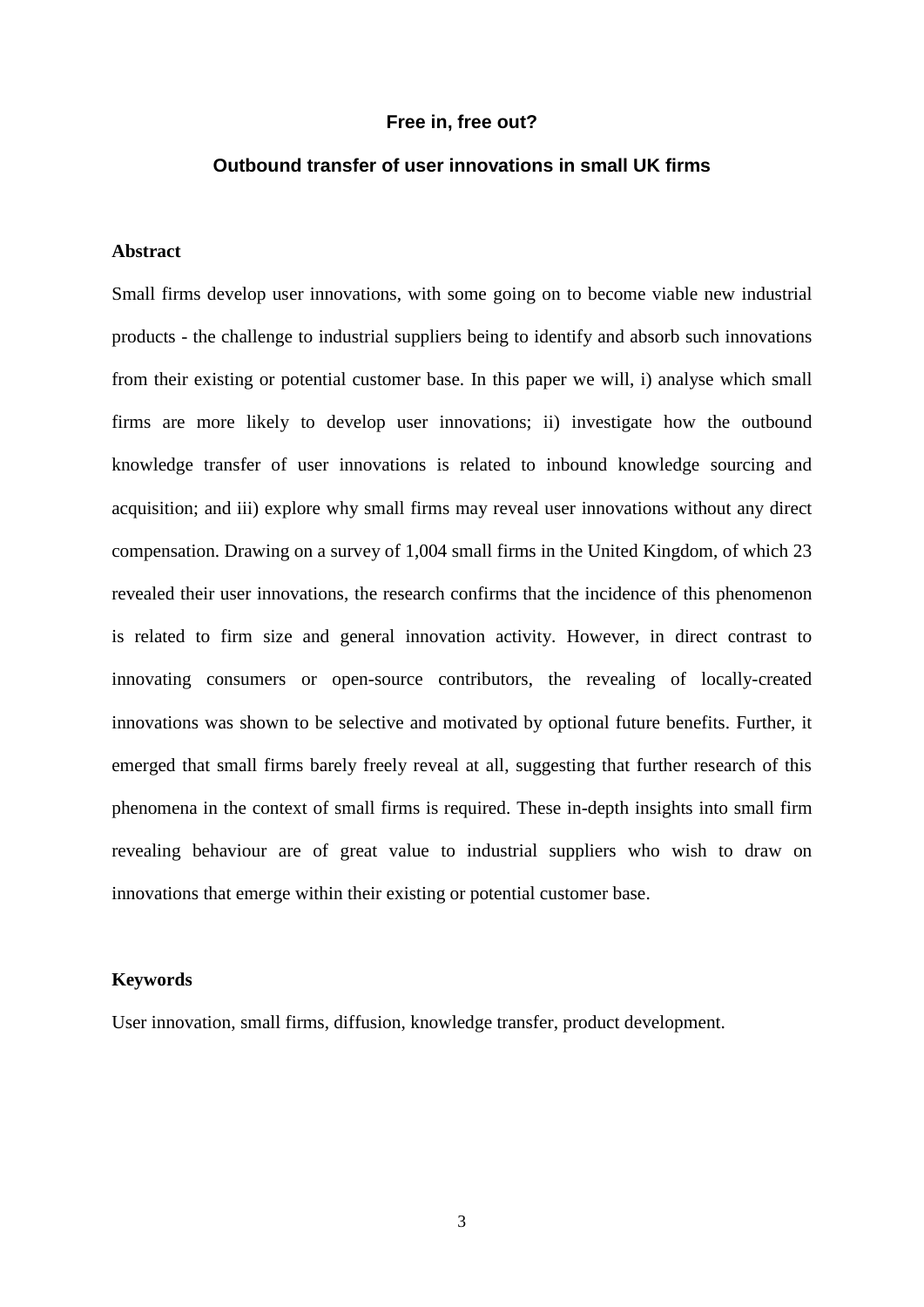## Free in, free out?

## Outbound transfer of user innovations in small UK firms

### Abstract

Small firms develop user innovations, with some going on to become viable new industrial products - the challenge to industrial suppliers being to identify and absorb such innovations from their existing or potential customer base. In this paper we will, i) analyse which small firms are more likely to develop user innovations; ii) investigate how the outbound knowledge transfer of user innovations is related to inbound knowledge sourcing and acquisition; and iii) explore why small firms may reveal user innovations without any direct compensation. Drawing on a survey of 1,004 small firms in the United Kingdom, of which 23 revealed their user innovations, the research confirms that the incidence of this phenomenon is related to firm size and general innovation activity. However, in direct contrast to innovating consumers or open-source contributors, the revealing of locally-created innovations was shown to be selective and motivated by optional future benefits. Further, it emerged that small firms barely freely reveal at all, suggesting that further research of this phenomena in the context of small firms is required. These in-depth insights into small firm revealing behaviour are of great value to industrial suppliers who wish to draw on innovations that emerge within their existing or potential customer base.

### Keywords

User innovation, small firms, diffusion, knowledge transfer, product development.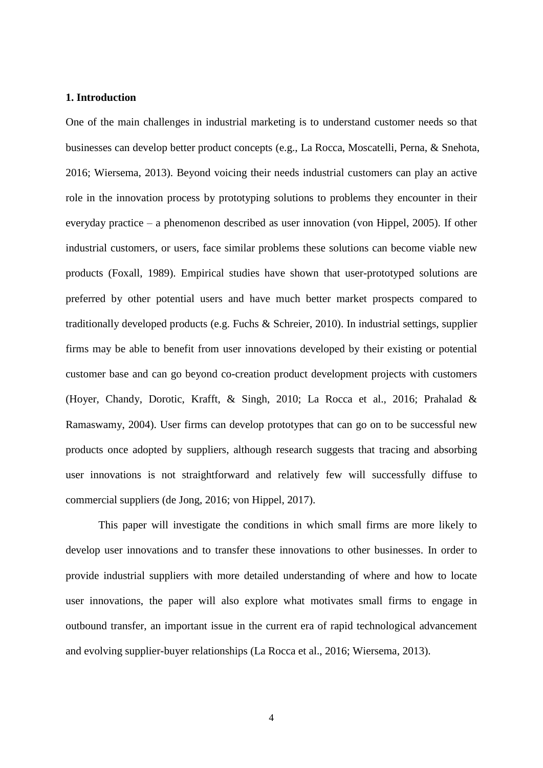## 1. Introduction

One of the main challenges in industrial marketing is to understand customer needs so that businesses can develop better product concepts (e.g., La Rocca, Moscatelli, Perna, & Snehota, 2016; Wiersema, 2013). Beyond voicing their needs industrial customers can play an active role in the innovation process by prototyping solutions to problems they encounter in their everyday practice – a phenomenon described as user innovation (von Hippel, 2005). If other industrial customers, or users, face similar problems these solutions can become viable new products (Foxall, 1989). Empirical studies have shown that user-prototyped solutions are preferred by other potential users and have much better market prospects compared to traditionally developed products (e.g. Fuchs & Schreier, 2010). In industrial settings, supplier firms may be able to benefit from user innovations developed by their existing or potential customer base and can go beyond co-creation product development projects with customers (Hoyer, Chandy, Dorotic, Krafft, & Singh, 2010; La Rocca et al., 2016; Prahalad & Ramaswamy, 2004). User firms can develop prototypes that can go on to be successful new products once adopted by suppliers, although research suggests that tracing and absorbing user innovations is not straightforward and relatively few will successfully diffuse to commercial suppliers (de Jong, 2016; von Hippel, 2017).

This paper will investigate the conditions in which small firms are more likely to develop user innovations and to transfer these innovations to other businesses. In order to provide industrial suppliers with more detailed understanding of where and how to locate user innovations, the paper will also explore what motivates small firms to engage in outbound transfer, an important issue in the current era of rapid technological advancement and evolving supplier-buyer relationships (La Rocca et al., 2016; Wiersema, 2013).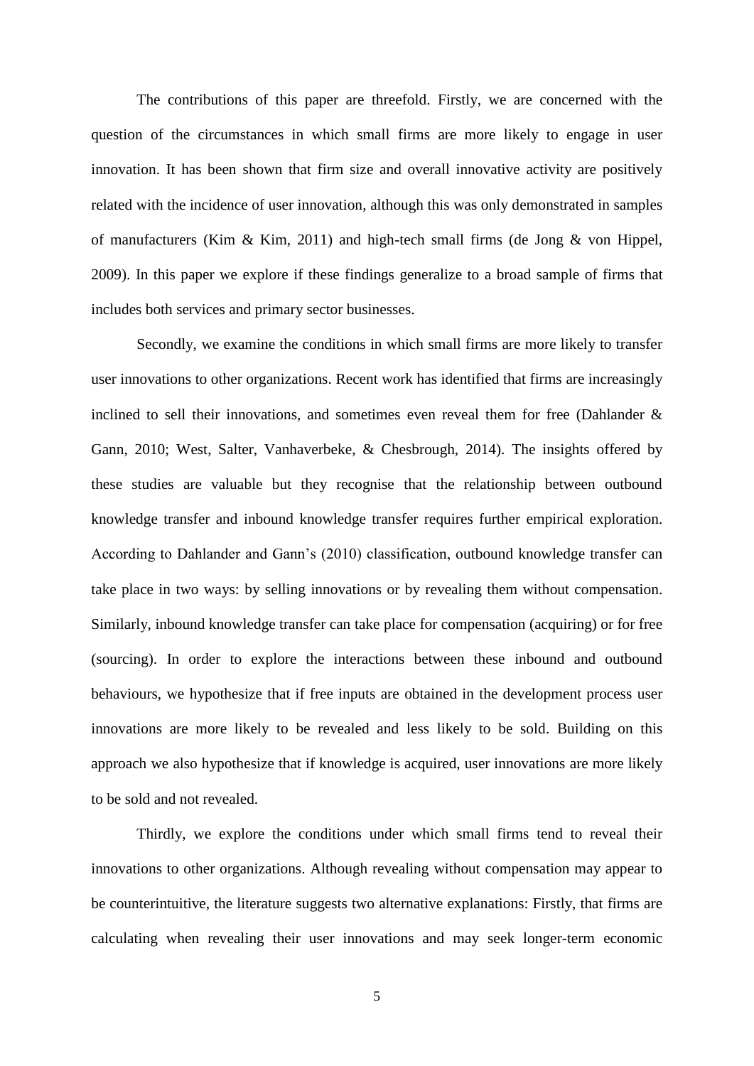The contributions of this paper are threefold. Firstly, we are concerned with the question of the circumstances in which small firms are more likely to engage in user innovation. It has been shown that firm size and overall innovative activity are positively related with the incidence of user innovation, although this was only demonstrated in samples of manufacturers (Kim & Kim, 2011) and high-tech small firms (de Jong & von Hippel, 2009). In this paper we explore if these findings generalize to a broad sample of firms that includes both services and primary sector businesses.

Secondly, we examine the conditions in which small firms are more likely to transfer user innovations to other organizations. Recent work has identified that firms are increasingly inclined to sell their innovations, and sometimes even reveal them for free (Dahlander & Gann, 2010; West, Salter, Vanhaverbeke, & Chesbrough, 2014). The insights offered by these studies are valuable but they recognise that the relationship between outbound knowledge transfer and inbound knowledge transfer requires further empirical exploration. According to Dahlander and Gann's (2010) classification, outbound knowledge transfer can take place in two ways: by selling innovations or by revealing them without compensation. Similarly, inbound knowledge transfer can take place for compensation (acquiring) or for free (sourcing). In order to explore the interactions between these inbound and outbound behaviours, we hypothesize that if free inputs are obtained in the development process user innovations are more likely to be revealed and less likely to be sold. Building on this approach we also hypothesize that if knowledge is acquired, user innovations are more likely to be sold and not revealed.

Thirdly, we explore the conditions under which small firms tend to reveal their innovations to other organizations. Although revealing without compensation may appear to be counterintuitive, the literature suggests two alternative explanations: Firstly, that firms are calculating when revealing their user innovations and may seek longer-term economic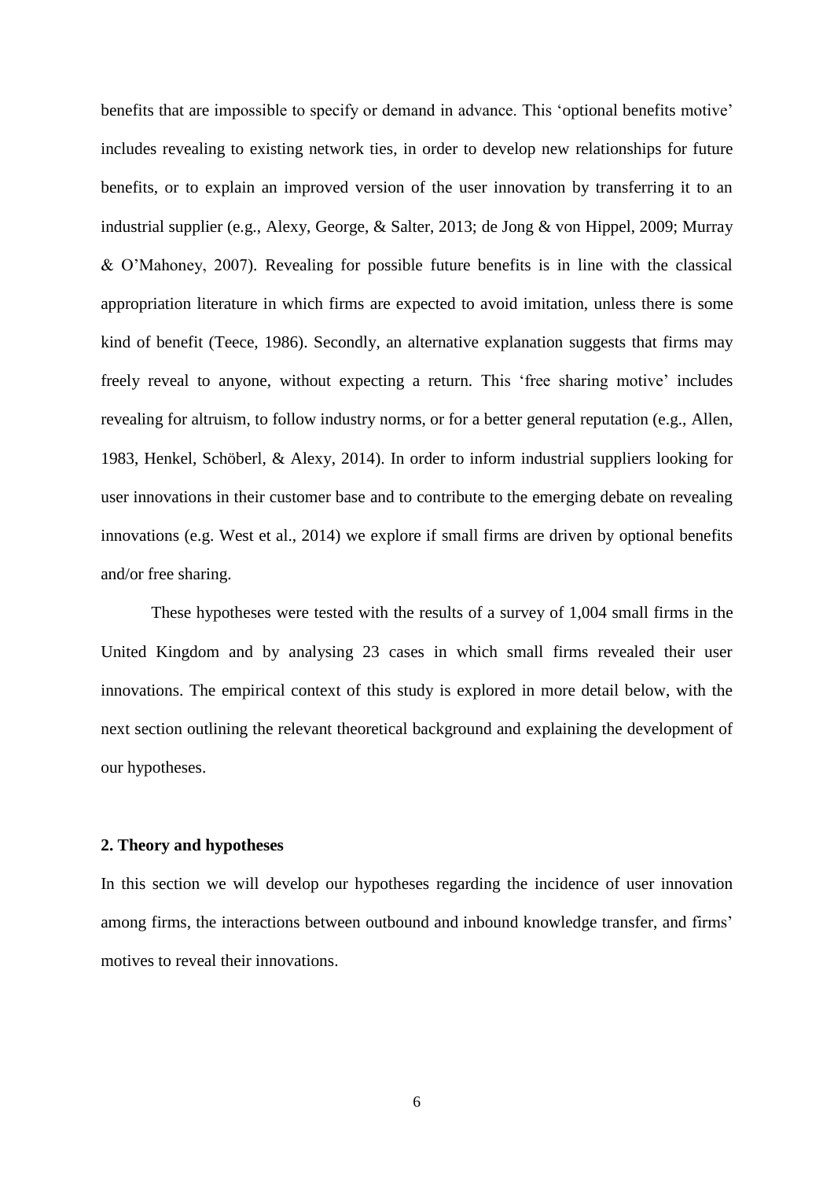benefits that are impossible to specify or demand in advance. This 'optional benefits motive' includes revealing to existing network ties, in order to develop new relationships for future benefits, or to explain an improved version of the user innovation by transferring it to an industrial supplier (e.g., Alexy, George, & Salter, 2013; de Jong & von Hippel, 2009; Murray & O'Mahoney, 2007). Revealing for possible future benefits is in line with the classical appropriation literature in which firms are expected to avoid imitation, unless there is some kind of benefit (Teece, 1986). Secondly, an alternative explanation suggests that firms may freely reveal to anyone, without expecting a return. This 'free sharing motive' includes revealing for altruism, to follow industry norms, or for a better general reputation (e.g., Allen, 1983, Henkel, Schöberl, & Alexy, 2014). In order to inform industrial suppliers looking for user innovations in their customer base and to contribute to the emerging debate on revealing innovations (e.g. West et al., 2014) we explore if small firms are driven by optional benefits and/or free sharing.

These hypotheses were tested with the results of a survey of 1,004 small firms in the United Kingdom and by analysing 23 cases in which small firms revealed their user innovations. The empirical context of this study is explored in more detail below, with the next section outlining the relevant theoretical background and explaining the development of our hypotheses.

## 2. Theory and hypotheses

In this section we will develop our hypotheses regarding the incidence of user innovation among firms, the interactions between outbound and inbound knowledge transfer, and firms' motives to reveal their innovations.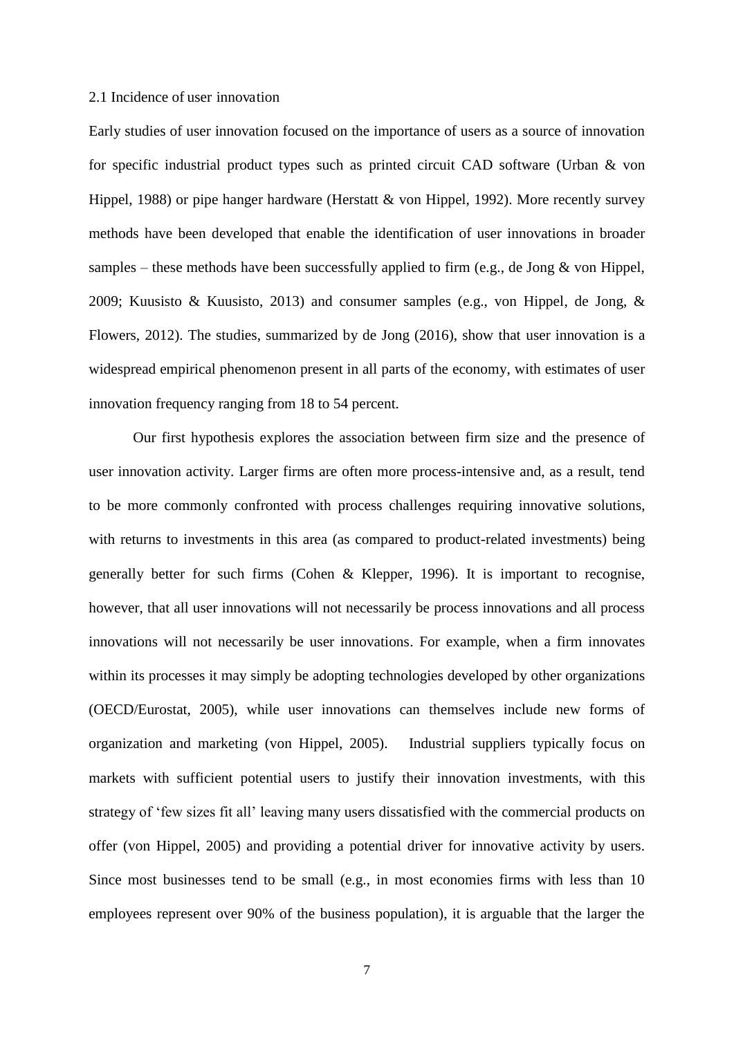### 2.1 Incidence of user innovation

Early studies of user innovation focused on the importance of users as a source of innovation for specific industrial product types such as printed circuit CAD software (Urban & von Hippel, 1988) or pipe hanger hardware (Herstatt & von Hippel, 1992). More recently survey methods have been developed that enable the identification of user innovations in broader samples – these methods have been successfully applied to firm (e.g., de Jong & von Hippel, 2009; Kuusisto & Kuusisto, 2013) and consumer samples (e.g., von Hippel, de Jong, & Flowers, 2012). The studies, summarized by de Jong (2016), show that user innovation is a widespread empirical phenomenon present in all parts of the economy, with estimates of user innovation frequency ranging from 18 to 54 percent.

Our first hypothesis explores the association between firm size and the presence of user innovation activity. Larger firms are often more process-intensive and, as a result, tend to be more commonly confronted with process challenges requiring innovative solutions, with returns to investments in this area (as compared to product-related investments) being generally better for such firms (Cohen & Klepper, 1996). It is important to recognise, however, that all user innovations will not necessarily be process innovations and all process innovations will not necessarily be user innovations. For example, when a firm innovates within its processes it may simply be adopting technologies developed by other organizations (OECD/Eurostat, 2005), while user innovations can themselves include new forms of organization and marketing (von Hippel, 2005). Industrial suppliers typically focus on markets with sufficient potential users to justify their innovation investments, with this strategy of 'few sizes fit all' leaving many users dissatisfied with the commercial products on offer (von Hippel, 2005) and providing a potential driver for innovative activity by users. Since most businesses tend to be small (e.g., in most economies firms with less than 10 employees represent over 90% of the business population), it is arguable that the larger the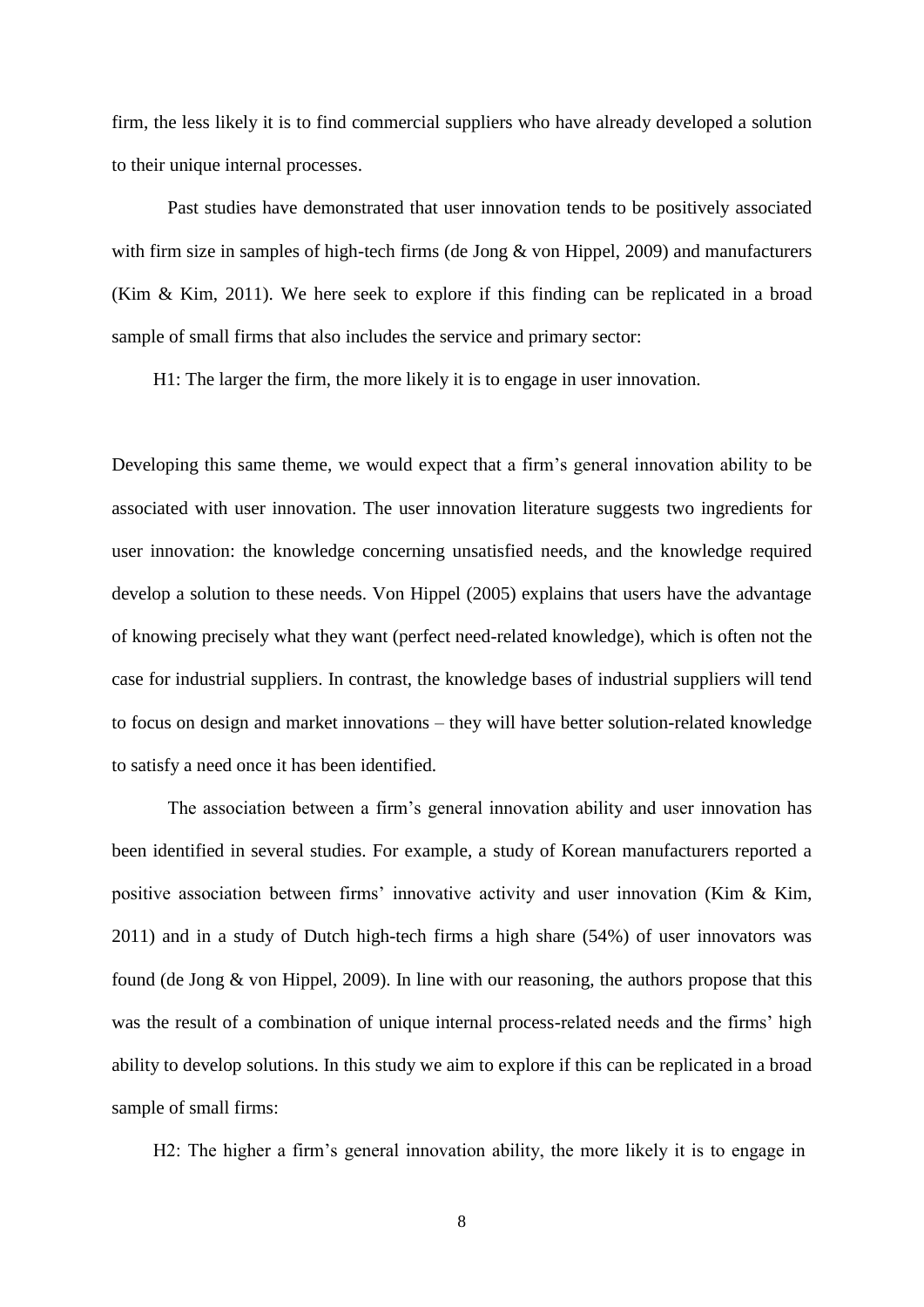firm, the less likely it is to find commercial suppliers who have already developed a solution to their unique internal processes.

Past studies have demonstrated that user innovation tends to be positively associated with firm size in samples of high-tech firms (de Jong & von Hippel, 2009) and manufacturers (Kim & Kim, 2011). We here seek to explore if this finding can be replicated in a broad sample of small firms that also includes the service and primary sector:

H1: The larger the firm, the more likely it is to engage in user innovation.

Developing this same theme, we would expect that a firm's general innovation ability to be associated with user innovation. The user innovation literature suggests two ingredients for user innovation: the knowledge concerning unsatisfied needs, and the knowledge required develop a solution to these needs. Von Hippel (2005) explains that users have the advantage of knowing precisely what they want (perfect need-related knowledge), which is often not the case for industrial suppliers. In contrast, the knowledge bases of industrial suppliers will tend to focus on design and market innovations – they will have better solution-related knowledge to satisfy a need once it has been identified.

The association between a firm's general innovation ability and user innovation has been identified in several studies. For example, a study of Korean manufacturers reported a positive association between firms' innovative activity and user innovation (Kim & Kim, 2011) and in a study of Dutch high-tech firms a high share (54%) of user innovators was found (de Jong & von Hippel, 2009). In line with our reasoning, the authors propose that this was the result of a combination of unique internal process-related needs and the firms' high ability to develop solutions. In this study we aim to explore if this can be replicated in a broad sample of small firms:

H2: The higher a firm's general innovation ability, the more likely it is to engage in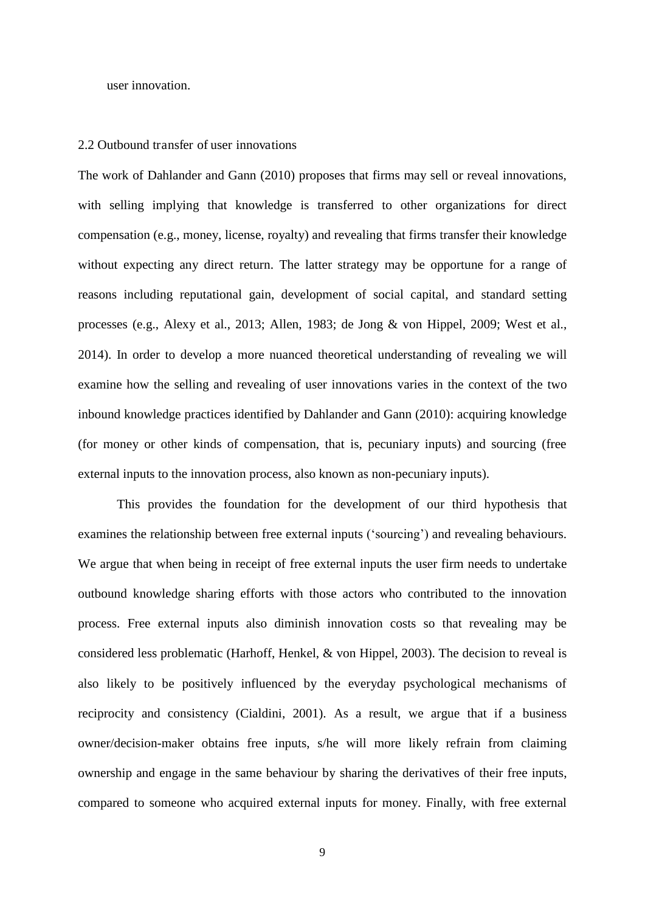user innovation.

## 2.2 Outbound transfer of user innovations

The work of Dahlander and Gann (2010) proposes that firms may sell or reveal innovations, with selling implying that knowledge is transferred to other organizations for direct compensation (e.g., money, license, royalty) and revealing that firms transfer their knowledge without expecting any direct return. The latter strategy may be opportune for a range of reasons including reputational gain, development of social capital, and standard setting processes (e.g., Alexy et al., 2013; Allen, 1983; de Jong & von Hippel, 2009; West et al., 2014). In order to develop a more nuanced theoretical understanding of revealing we will examine how the selling and revealing of user innovations varies in the context of the two inbound knowledge practices identified by Dahlander and Gann (2010): acquiring knowledge (for money or other kinds of compensation, that is, pecuniary inputs) and sourcing (free external inputs to the innovation process, also known as non-pecuniary inputs).

This provides the foundation for the development of our third hypothesis that examines the relationship between free external inputs ('sourcing') and revealing behaviours. We argue that when being in receipt of free external inputs the user firm needs to undertake outbound knowledge sharing efforts with those actors who contributed to the innovation process. Free external inputs also diminish innovation costs so that revealing may be considered less problematic (Harhoff, Henkel, & von Hippel, 2003). The decision to reveal is also likely to be positively influenced by the everyday psychological mechanisms of reciprocity and consistency (Cialdini, 2001). As a result, we argue that if a business owner/decision-maker obtains free inputs, s/he will more likely refrain from claiming ownership and engage in the same behaviour by sharing the derivatives of their free inputs, compared to someone who acquired external inputs for money. Finally, with free external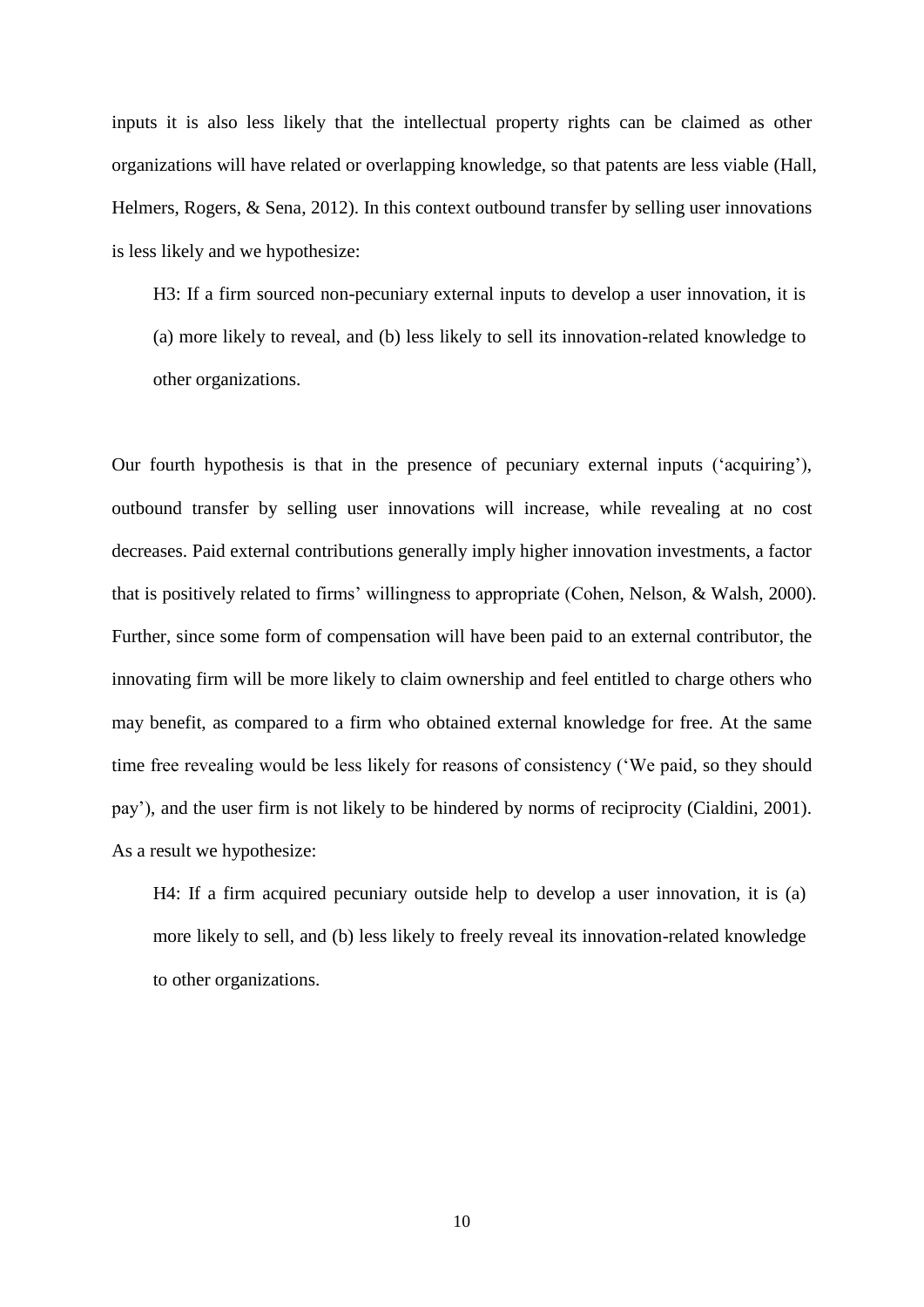inputs it is also less likely that the intellectual property rights can be claimed as other organizations will have related or overlapping knowledge, so that patents are less viable (Hall, Helmers, Rogers, & Sena, 2012). In this context outbound transfer by selling user innovations is less likely and we hypothesize:

> H3: If a firm sourced non-pecuniary external inputs to develop a user innovation, it is (a) more likely to reveal, and (b) less likely to sell its innovation-related knowledge to other organizations.

Our fourth hypothesis is that in the presence of pecuniary external inputs ('acquiring'), outbound transfer by selling user innovations will increase, while revealing at no cost decreases. Paid external contributions generally imply higher innovation investments, a factor that is positively related to firms' willingness to appropriate (Cohen, Nelson, & Walsh, 2000). Further, since some form of compensation will have been paid to an external contributor, the innovating firm will be more likely to claim ownership and feel entitled to charge others who may benefit, as compared to a firm who obtained external knowledge for free. At the same time free revealing would be less likely for reasons of consistency ('We paid, so they should pay'), and the user firm is not likely to be hindered by norms of reciprocity (Cialdini, 2001). As a result we hypothesize:

> H4: If a firm acquired pecuniary outside help to develop a user innovation, it is (a) more likely to sell, and (b) less likely to freely reveal its innovation-related knowledge to other organizations.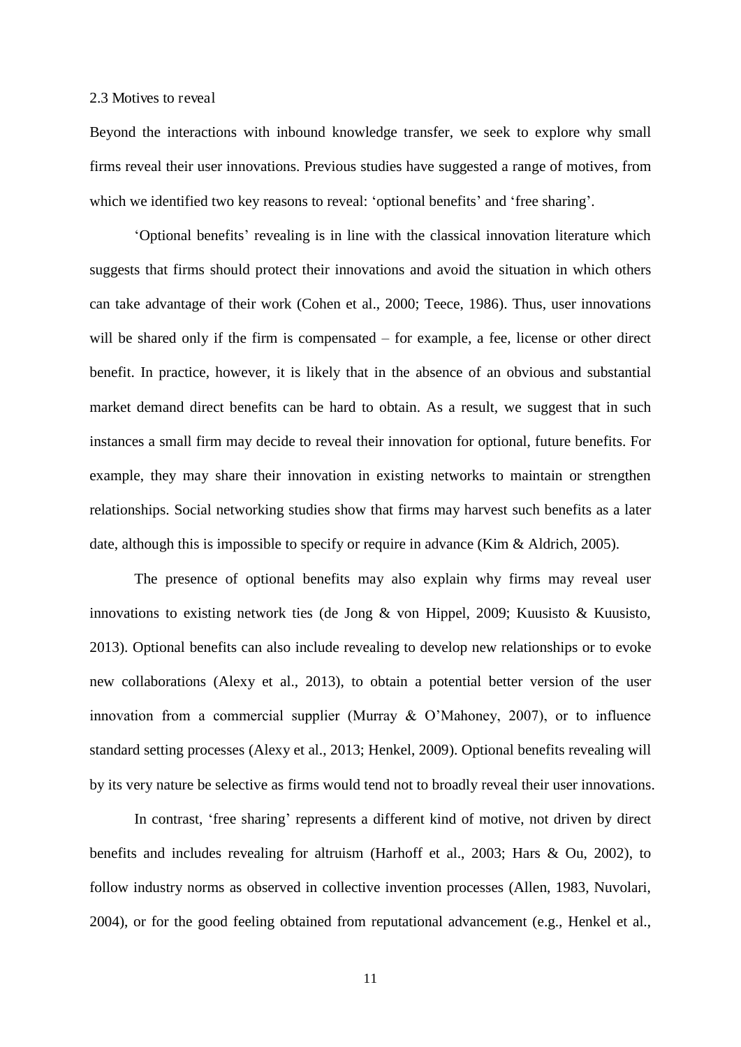### 2.3 Motives to reveal

Beyond the interactions with inbound knowledge transfer, we seek to explore why small firms reveal their user innovations. Previous studies have suggested a range of motives, from which we identified two key reasons to reveal: 'optional benefits' and 'free sharing'.

'Optional benefits' revealing is in line with the classical innovation literature which suggests that firms should protect their innovations and avoid the situation in which others can take advantage of their work (Cohen et al., 2000; Teece, 1986). Thus, user innovations will be shared only if the firm is compensated – for example, a fee, license or other direct benefit. In practice, however, it is likely that in the absence of an obvious and substantial market demand direct benefits can be hard to obtain. As a result, we suggest that in such instances a small firm may decide to reveal their innovation for optional, future benefits. For example, they may share their innovation in existing networks to maintain or strengthen relationships. Social networking studies show that firms may harvest such benefits as a later date, although this is impossible to specify or require in advance (Kim & Aldrich, 2005).

The presence of optional benefits may also explain why firms may reveal user innovations to existing network ties (de Jong & von Hippel, 2009; Kuusisto & Kuusisto, 2013). Optional benefits can also include revealing to develop new relationships or to evoke new collaborations (Alexy et al., 2013), to obtain a potential better version of the user innovation from a commercial supplier (Murray & O'Mahoney, 2007), or to influence standard setting processes (Alexy et al., 2013; Henkel, 2009). Optional benefits revealing will by its very nature be selective as firms would tend not to broadly reveal their user innovations.

In contrast, 'free sharing' represents a different kind of motive, not driven by direct benefits and includes revealing for altruism (Harhoff et al., 2003; Hars & Ou, 2002), to follow industry norms as observed in collective invention processes (Allen, 1983, Nuvolari, 2004), or for the good feeling obtained from reputational advancement (e.g., Henkel et al.,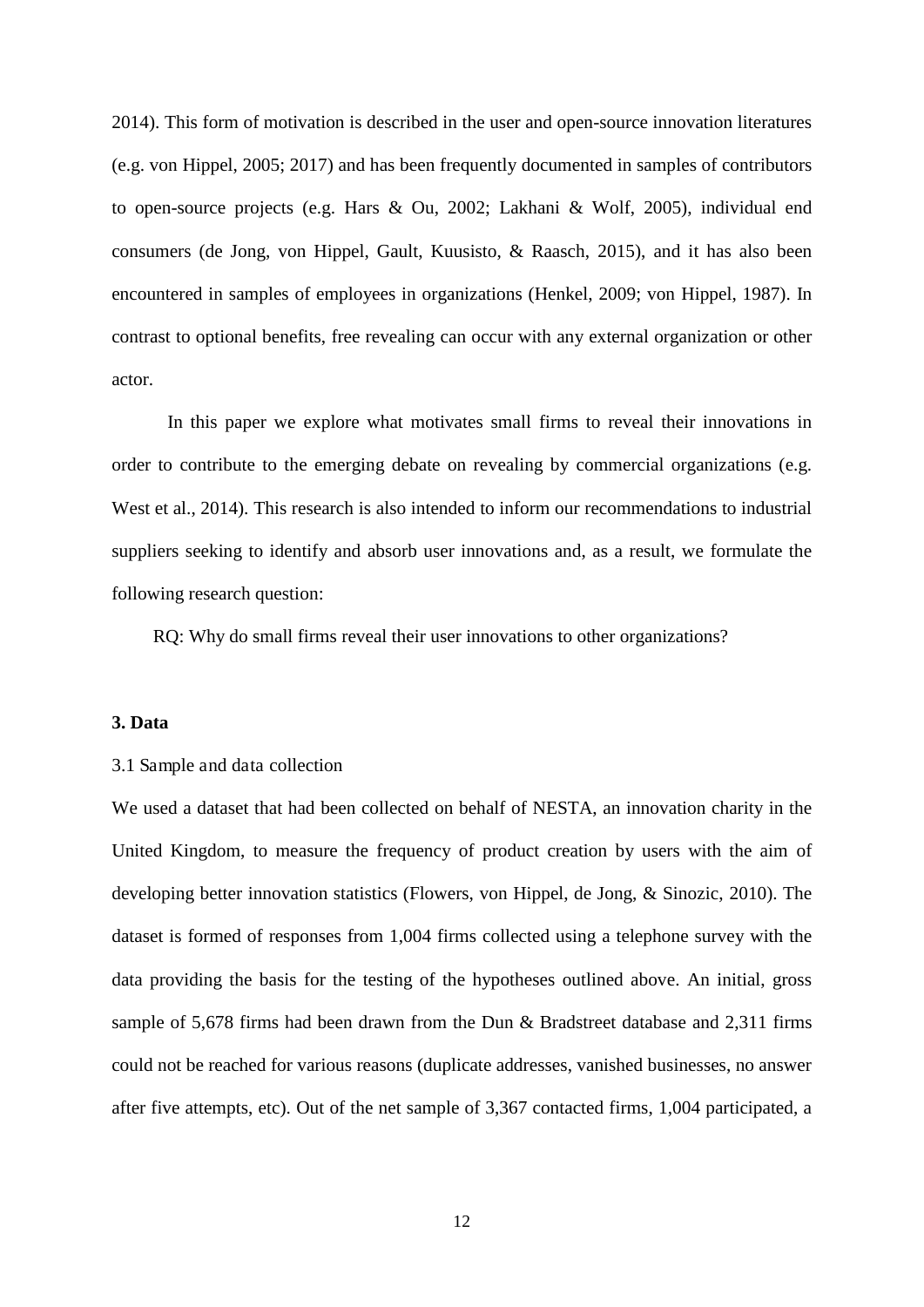2014). This form of motivation is described in the user and open-source innovation literatures (e.g. von Hippel, 2005; 2017) and has been frequently documented in samples of contributors to open-source projects (e.g. Hars & Ou, 2002; Lakhani & Wolf, 2005), individual end consumers (de Jong, von Hippel, Gault, Kuusisto, & Raasch, 2015), and it has also been encountered in samples of employees in organizations (Henkel, 2009; von Hippel, 1987). In contrast to optional benefits, free revealing can occur with any external organization or other actor.

In this paper we explore what motivates small firms to reveal their innovations in order to contribute to the emerging debate on revealing by commercial organizations (e.g. West et al., 2014). This research is also intended to inform our recommendations to industrial suppliers seeking to identify and absorb user innovations and, as a result, we formulate the following research question:

RQ: Why do small firms reveal their user innovations to other organizations?

## 3. Data

### 3.1 Sample and data collection

We used a dataset that had been collected on behalf of NESTA, an innovation charity in the United Kingdom, to measure the frequency of product creation by users with the aim of developing better innovation statistics (Flowers, von Hippel, de Jong, & Sinozic, 2010). The dataset is formed of responses from 1,004 firms collected using a telephone survey with the data providing the basis for the testing of the hypotheses outlined above. An initial, gross sample of 5,678 firms had been drawn from the Dun & Bradstreet database and 2,311 firms could not be reached for various reasons (duplicate addresses, vanished businesses, no answer after five attempts, etc). Out of the net sample of 3,367 contacted firms, 1,004 participated, a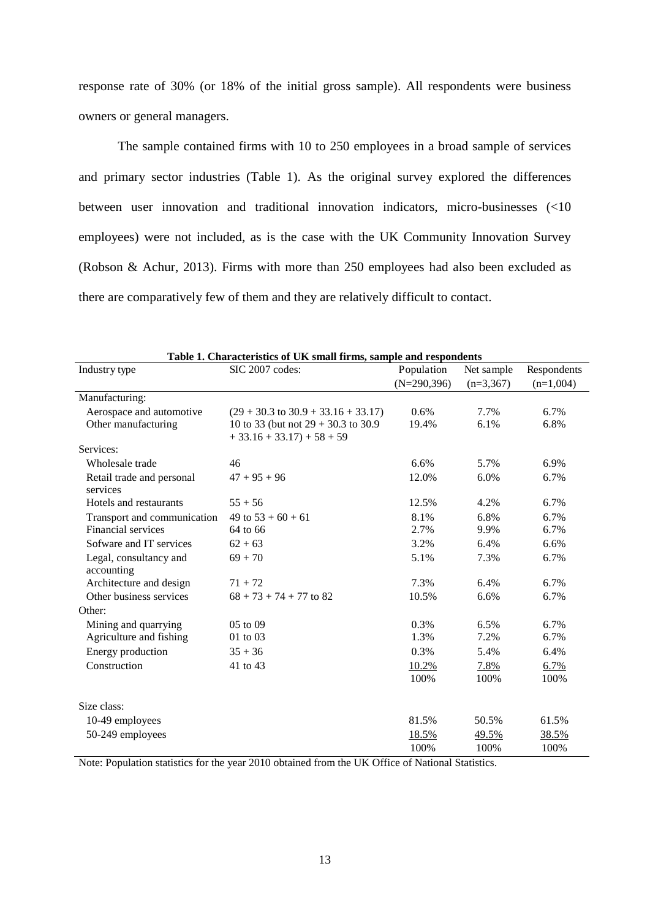response rate of 30% (or 18% of the initial gross sample). All respondents were business owners or general managers.

The sample contained firms with 10 to 250 employees in a broad sample of services and primary sector industries (Table 1). As the original survey explored the differences between user innovation and traditional innovation indicators, micro-businesses (<10 employees) were not included, as is the case with the UK Community Innovation Survey (Robson & Achur, 2013). Firms with more than 250 employees had also been excluded as there are comparatively few of them and they are relatively difficult to contact.

**Table 1. Characteristics of UK small firms, sample and respondents**

| Industry type | SIC 2007 codes: | Population (N=290,396) | Net sample (n=3,367) | Respondents (n=1,004) |
|---|---|---|---|---|
| Manufacturing: | | | | |
| Aerospace and automotive | (29 + 30.3 to 30.9 + 33.16 + 33.17) | 0.6% | 7.7% | 6.7% |
| Other manufacturing | 10 to 33 (but not 29 + 30.3 to 30.9 + 33.16 + 33.17) + 58 + 59 | 19.4% | 6.1% | 6.8% |
| Services: | | | | |
| Wholesale trade | 46 | 6.6% | 5.7% | 6.9% |
| Retail trade and personal services | 47 + 95 + 96 | 12.0% | 6.0% | 6.7% |
| Hotels and restaurants | 55 + 56 | 12.5% | 4.2% | 6.7% |
| Transport and communication | 49 to 53 + 60 + 61 | 8.1% | 6.8% | 6.7% |
| Financial services | 64 to 66 | 2.7% | 9.9% | 6.7% |
| Sofware and IT services | 62 + 63 | 3.2% | 6.4% | 6.6% |
| Legal, consultancy and accounting | 69 + 70 | 5.1% | 7.3% | 6.7% |
| Architecture and design | 71 + 72 | 7.3% | 6.4% | 6.7% |
| Other business services | 68 + 73 + 74 + 77 to 82 | 10.5% | 6.6% | 6.7% |
| Other: | | | | |
| Mining and quarrying | 05 to 09 | 0.3% | 6.5% | 6.7% |
| Agriculture and fishing | 01 to 03 | 1.3% | 7.2% | 6.7% |
| Energy production | 35 + 36 | 0.3% | 5.4% | 6.4% |
| Construction | 41 to 43 | 10.2% | 7.8% | 6.7% |
| | | 100% | 100% | 100% |
| Size class: | | | | |
| 10-49 employees | | 81.5% | 50.5% | 61.5% |
| 50-249 employees | | 18.5% | 49.5% | 38.5% |
| | | 100% | 100% | 100% |

Note: Population statistics for the year 2010 obtained from the UK Office of National Statistics.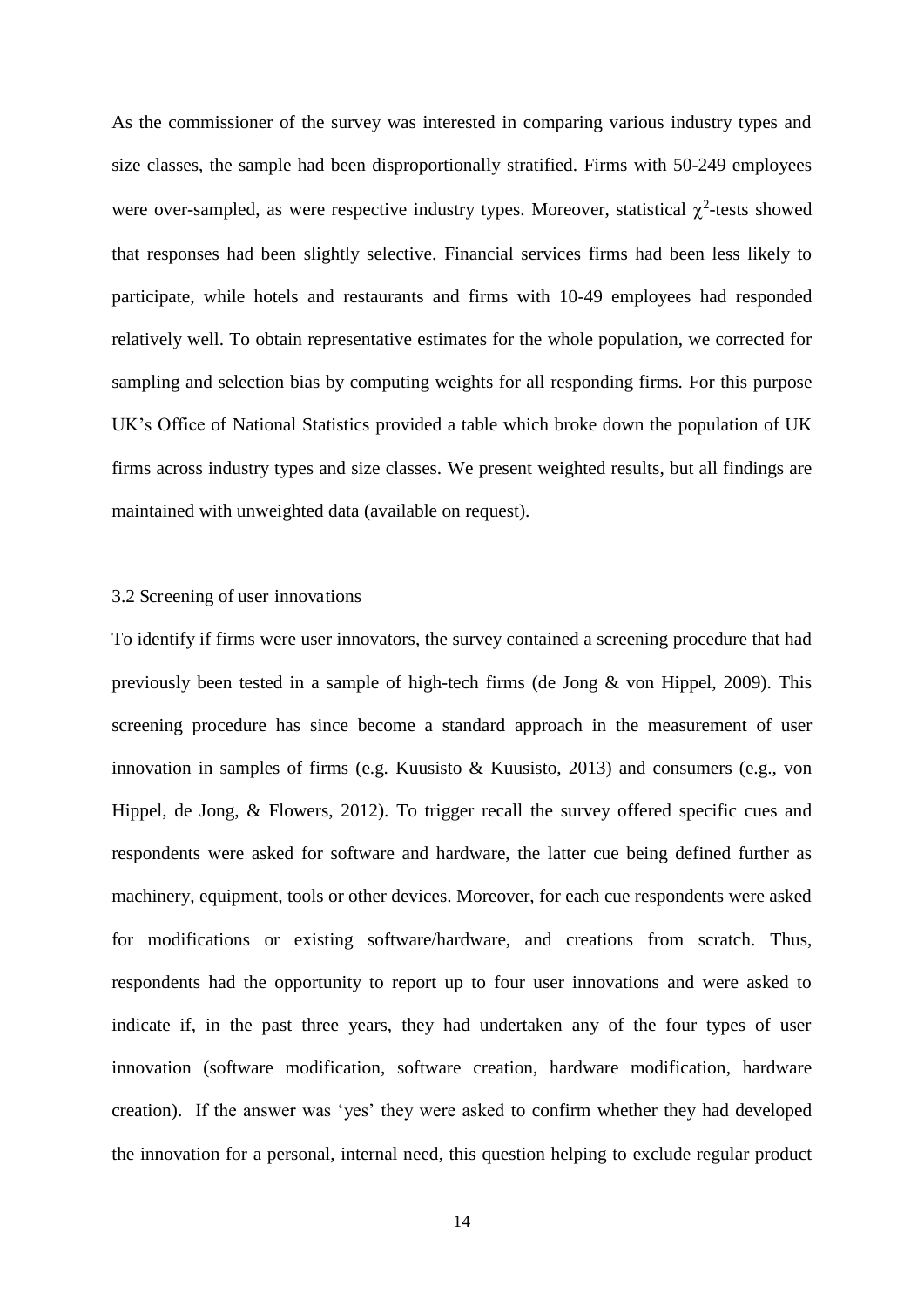As the commissioner of the survey was interested in comparing various industry types and size classes, the sample had been disproportionally stratified. Firms with 50-249 employees were over-sampled, as were respective industry types. Moreover, statistical $\chi^2$-tests showed that responses had been slightly selective. Financial services firms had been less likely to participate, while hotels and restaurants and firms with 10-49 employees had responded relatively well. To obtain representative estimates for the whole population, we corrected for sampling and selection bias by computing weights for all responding firms. For this purpose UK's Office of National Statistics provided a table which broke down the population of UK firms across industry types and size classes. We present weighted results, but all findings are maintained with unweighted data (available on request).

### 3.2 Screening of user innovations

To identify if firms were user innovators, the survey contained a screening procedure that had previously been tested in a sample of high-tech firms (de Jong & von Hippel, 2009). This screening procedure has since become a standard approach in the measurement of user innovation in samples of firms (e.g. Kuusisto & Kuusisto, 2013) and consumers (e.g., von Hippel, de Jong, & Flowers, 2012). To trigger recall the survey offered specific cues and respondents were asked for software and hardware, the latter cue being defined further as machinery, equipment, tools or other devices. Moreover, for each cue respondents were asked for modifications or existing software/hardware, and creations from scratch. Thus, respondents had the opportunity to report up to four user innovations and were asked to indicate if, in the past three years, they had undertaken any of the four types of user innovation (software modification, software creation, hardware modification, hardware creation). If the answer was 'yes' they were asked to confirm whether they had developed the innovation for a personal, internal need, this question helping to exclude regular product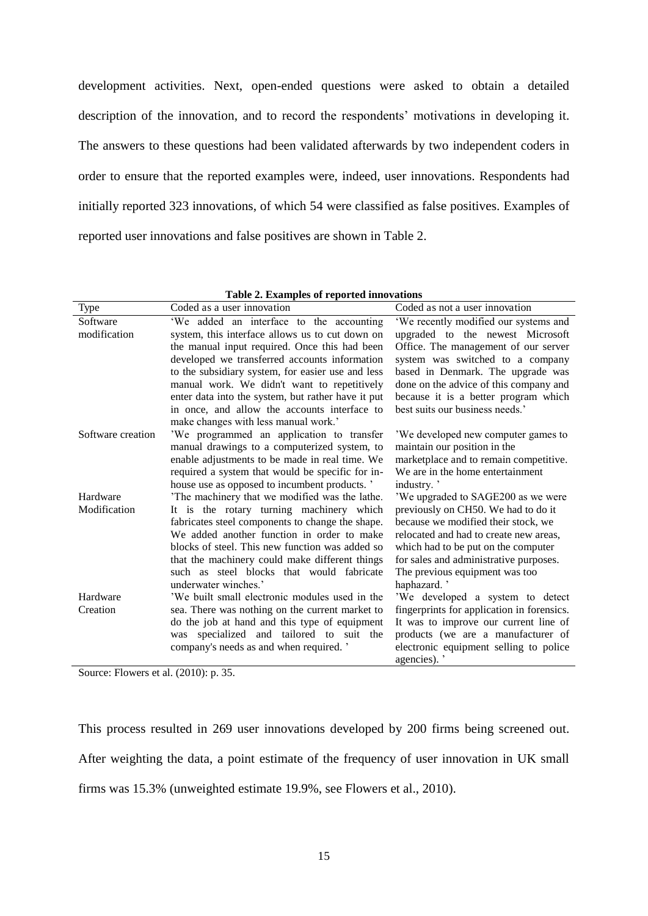development activities. Next, open-ended questions were asked to obtain a detailed description of the innovation, and to record the respondents' motivations in developing it. The answers to these questions had been validated afterwards by two independent coders in order to ensure that the reported examples were, indeed, user innovations. Respondents had initially reported 323 innovations, of which 54 were classified as false positives. Examples of reported user innovations and false positives are shown in Table 2.

**Table 2. Examples of reported innovations**

| Type | Coded as a user innovation | Coded as not a user innovation |
|---|---|---|
| Software modification | 'We added an interface to the accounting system, this interface allows us to cut down on the manual input required. Once this had been developed we transferred accounts information to the subsidiary system, for easier use and less manual work. We didn't want to repetitively enter data into the system, but rather have it put in once, and allow the accounts interface to make changes with less manual work.' | 'We recently modified our systems and upgraded to the newest Microsoft Office. The management of our server system was switched to a company based in Denmark. The upgrade was done on the advice of this company and because it is a better program which best suits our business needs.' |
| Software creation | 'We programmed an application to transfer manual drawings to a computerized system, to enable adjustments to be made in real time. We required a system that would be specific for in-house use as opposed to incumbent products. ' | 'We developed new computer games to maintain our position in the marketplace and to remain competitive. We are in the home entertainment industry. ' |
| Hardware Modification | 'The machinery that we modified was the lathe. It is the rotary turning machinery which fabricates steel components to change the shape. We added another function in order to make blocks of steel. This new function was added so that the machinery could make different things such as steel blocks that would fabricate underwater winches.' | 'We upgraded to SAGE200 as we were previously on CH50. We had to do it because we modified their stock, we relocated and had to create new areas, which had to be put on the computer for sales and administrative purposes. The previous equipment was too haphazard. ' |
| Hardware Creation | 'We built small electronic modules used in the sea. There was nothing on the current market to do the job at hand and this type of equipment was specialized and tailored to suit the company's needs as and when required. ' | 'We developed a system to detect fingerprints for application in forensics. It was to improve our current line of products (we are a manufacturer of electronic equipment selling to police agencies). ' |

Source: Flowers et al. (2010): p. 35.

This process resulted in 269 user innovations developed by 200 firms being screened out. After weighting the data, a point estimate of the frequency of user innovation in UK small firms was 15.3% (unweighted estimate 19.9%, see Flowers et al., 2010).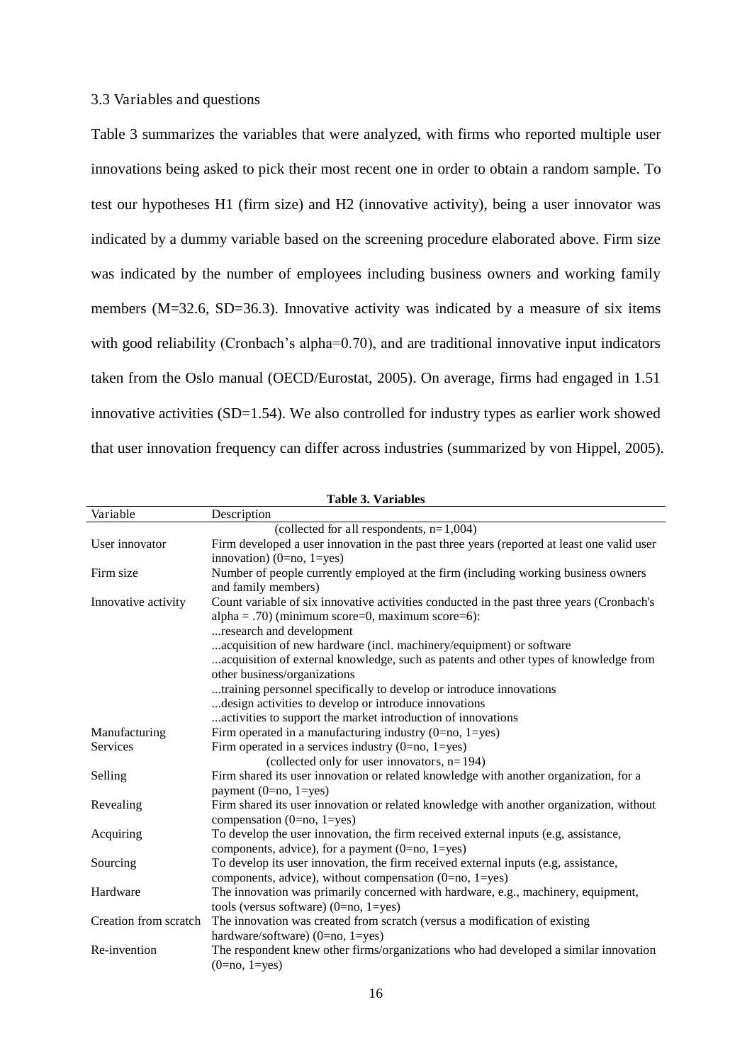### 3.3 Variables and questions

Table 3 summarizes the variables that were analyzed, with firms who reported multiple user innovations being asked to pick their most recent one in order to obtain a random sample. To test our hypotheses H1 (firm size) and H2 (innovative activity), being a user innovator was indicated by a dummy variable based on the screening procedure elaborated above. Firm size was indicated by the number of employees including business owners and working family members (M=32.6, SD=36.3). Innovative activity was indicated by a measure of six items with good reliability (Cronbach's alpha=0.70), and are traditional innovative input indicators taken from the Oslo manual (OECD/Eurostat, 2005). On average, firms had engaged in 1.51 innovative activities (SD=1.54). We also controlled for industry types as earlier work showed that user innovation frequency can differ across industries (summarized by von Hippel, 2005).

**Table 3. Variables**

| Variable | Description |
|---|---|
| | (collected for all respondents, n=1,004) |
| User innovator | Firm developed a user innovation in the past three years (reported at least one valid user innovation) (0=no, 1=yes) |
| Firm size | Number of people currently employed at the firm (including working business owners and family members) |
| Innovative activity | Count variable of six innovative activities conducted in the past three years (Cronbach's alpha = .70) (minimum score=0, maximum score=6): |
| | ...research and development |
| | ...acquisition of new hardware (incl. machinery/equipment) or software |
| | ...acquisition of external knowledge, such as patents and other types of knowledge from other business/organizations |
| | ...training personnel specifically to develop or introduce innovations |
| | ...design activities to develop or introduce innovations |
| | ...activities to support the market introduction of innovations |
| Manufacturing | Firm operated in a manufacturing industry (0=no, 1=yes) |
| Services | Firm operated in a services industry (0=no, 1=yes) |
| | (collected only for user innovators, n=194) |
| Selling | Firm shared its user innovation or related knowledge with another organization, for a payment (0=no, 1=yes) |
| Revealing | Firm shared its user innovation or related knowledge with another organization, without compensation (0=no, 1=yes) |
| Acquiring | To develop the user innovation, the firm received external inputs (e.g, assistance, components, advice), for a payment (0=no, 1=yes) |
| Sourcing | To develop its user innovation, the firm received external inputs (e.g, assistance, components, advice), without compensation (0=no, 1=yes) |
| Hardware | The innovation was primarily concerned with hardware, e.g., machinery, equipment, tools (versus software) (0=no, 1=yes) |
| Creation from scratch | The innovation was created from scratch (versus a modification of existing hardware/software) (0=no, 1=yes) |
| Re-invention | The respondent knew other firms/organizations who had developed a similar innovation (0=no, 1=yes) |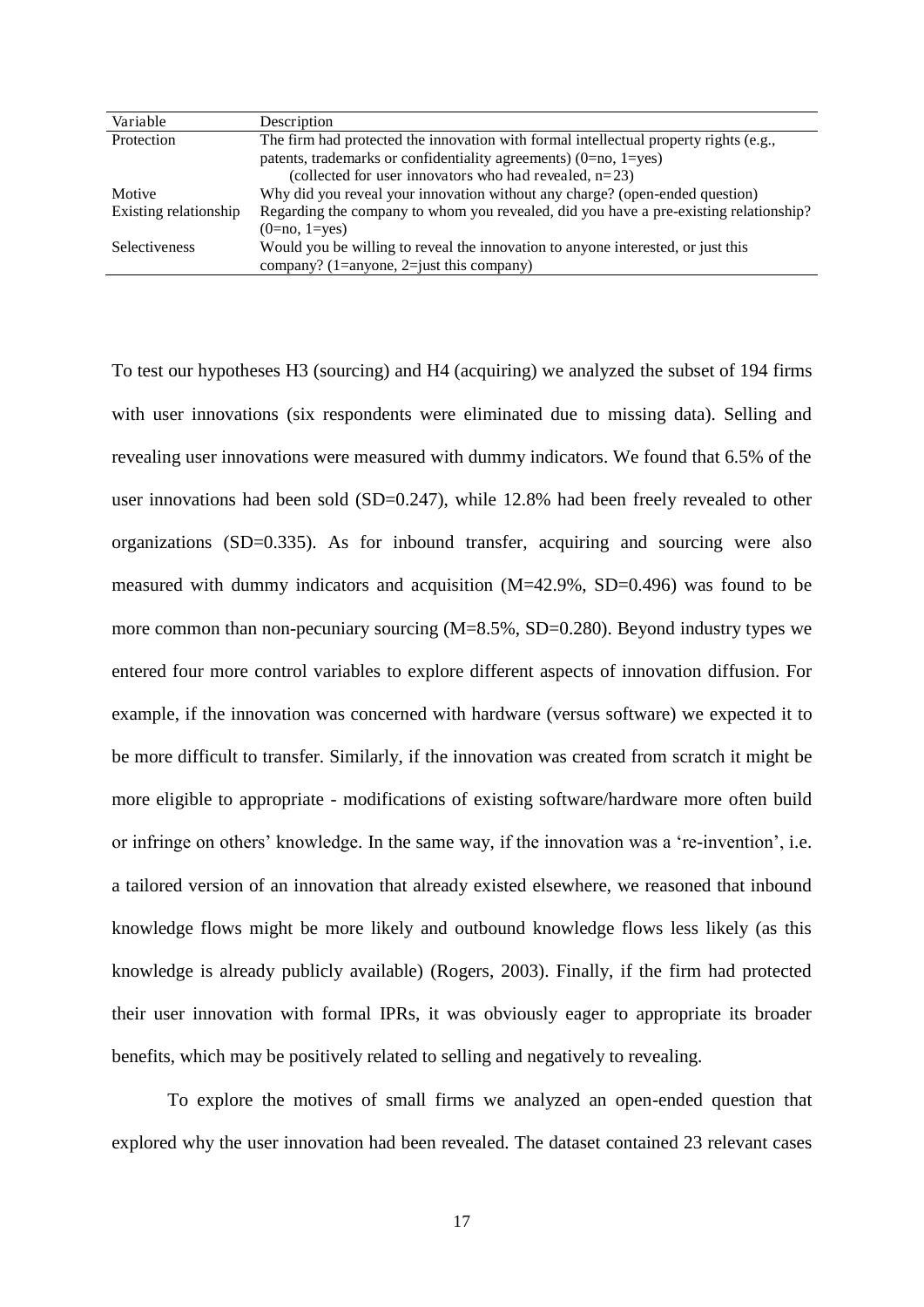| Variable | Description |
|---|---|
| Protection | The firm had protected the innovation with formal intellectual property rights (e.g., patents, trademarks or confidentiality agreements) (0=no, 1=yes) (collected for user innovators who had revealed, n=23) |
| Motive | Why did you reveal your innovation without any charge? (open-ended question) |
| Existing relationship | Regarding the company to whom you revealed, did you have a pre-existing relationship? (0=no, 1=yes) |
| Selectiveness | Would you be willing to reveal the innovation to anyone interested, or just this company? (1=anyone, 2=just this company) |

To test our hypotheses H3 (sourcing) and H4 (acquiring) we analyzed the subset of 194 firms with user innovations (six respondents were eliminated due to missing data). Selling and revealing user innovations were measured with dummy indicators. We found that 6.5% of the user innovations had been sold (SD=0.247), while 12.8% had been freely revealed to other organizations (SD=0.335). As for inbound transfer, acquiring and sourcing were also measured with dummy indicators and acquisition (M=42.9%, SD=0.496) was found to be more common than non-pecuniary sourcing (M=8.5%, SD=0.280). Beyond industry types we entered four more control variables to explore different aspects of innovation diffusion. For example, if the innovation was concerned with hardware (versus software) we expected it to be more difficult to transfer. Similarly, if the innovation was created from scratch it might be more eligible to appropriate - modifications of existing software/hardware more often build or infringe on others' knowledge. In the same way, if the innovation was a 're-invention', i.e. a tailored version of an innovation that already existed elsewhere, we reasoned that inbound knowledge flows might be more likely and outbound knowledge flows less likely (as this knowledge is already publicly available) (Rogers, 2003). Finally, if the firm had protected their user innovation with formal IPRs, it was obviously eager to appropriate its broader benefits, which may be positively related to selling and negatively to revealing.

To explore the motives of small firms we analyzed an open-ended question that explored why the user innovation had been revealed. The dataset contained 23 relevant cases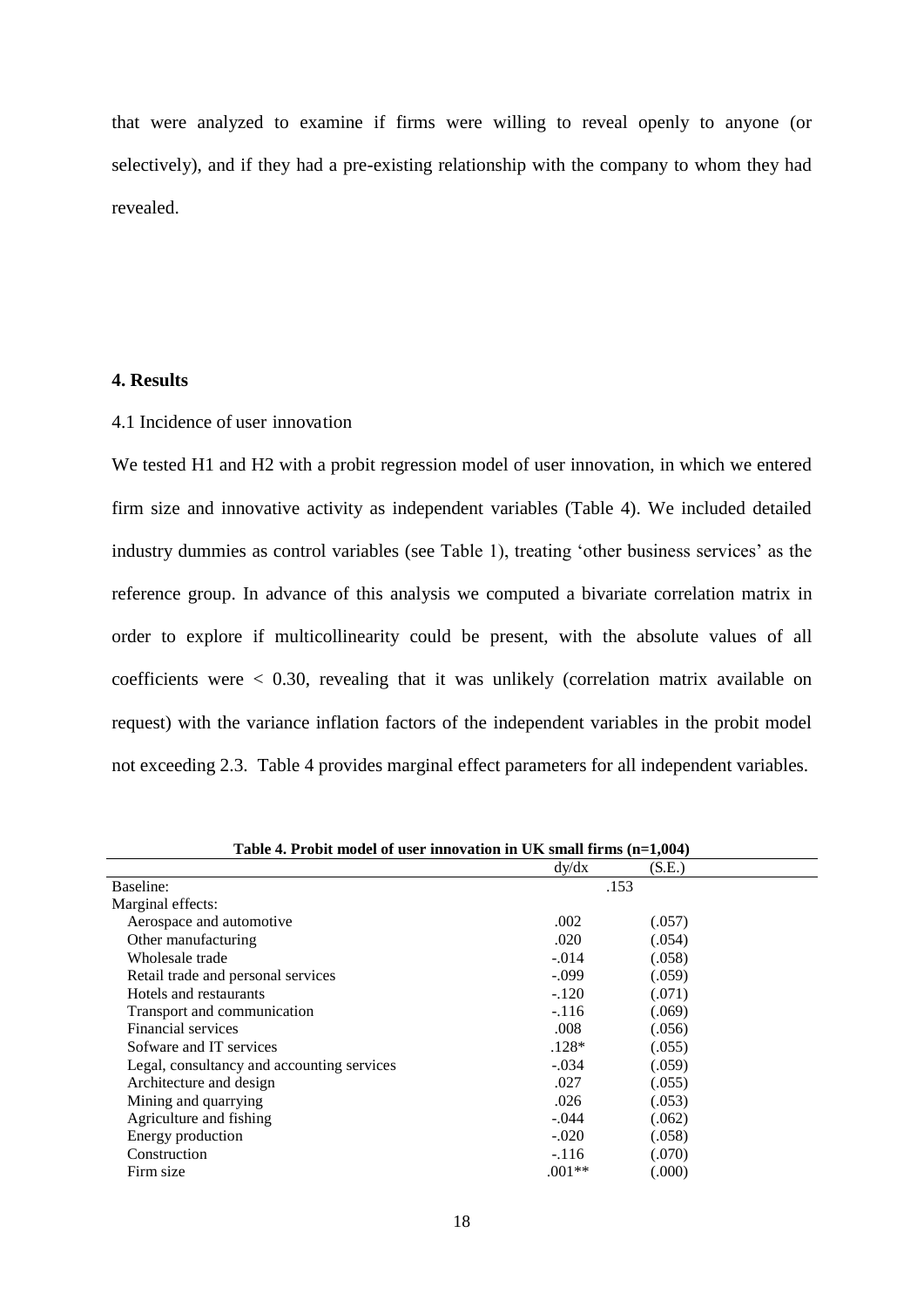that were analyzed to examine if firms were willing to reveal openly to anyone (or selectively), and if they had a pre-existing relationship with the company to whom they had revealed.

## 4. Results

### 4.1 Incidence of user innovation

We tested H1 and H2 with a probit regression model of user innovation, in which we entered firm size and innovative activity as independent variables (Table 4). We included detailed industry dummies as control variables (see Table 1), treating 'other business services' as the reference group. In advance of this analysis we computed a bivariate correlation matrix in order to explore if multicollinearity could be present, with the absolute values of all coefficients were < 0.30, revealing that it was unlikely (correlation matrix available on request) with the variance inflation factors of the independent variables in the probit model not exceeding 2.3. Table 4 provides marginal effect parameters for all independent variables.

**Table 4. Probit model of user innovation in UK small firms (n=1,004)**

| | dy/dx | (S.E.) |
|---|---|---|
| Baseline: | .153 | |
| Marginal effects: | | |
| Aerospace and automotive | .002 | (.057) |
| Other manufacturing | .020 | (.054) |
| Wholesale trade | -.014 | (.058) |
| Retail trade and personal services | -.099 | (.059) |
| Hotels and restaurants | -.120 | (.071) |
| Transport and communication | -.116 | (.069) |
| Financial services | .008 | (.056) |
| Sofware and IT services | .128* | (.055) |
| Legal, consultancy and accounting services | -.034 | (.059) |
| Architecture and design | .027 | (.055) |
| Mining and quarrying | .026 | (.053) |
| Agriculture and fishing | -.044 | (.062) |
| Energy production | -.020 | (.058) |
| Construction | -.116 | (.070) |
| Firm size | .001** | (.000) |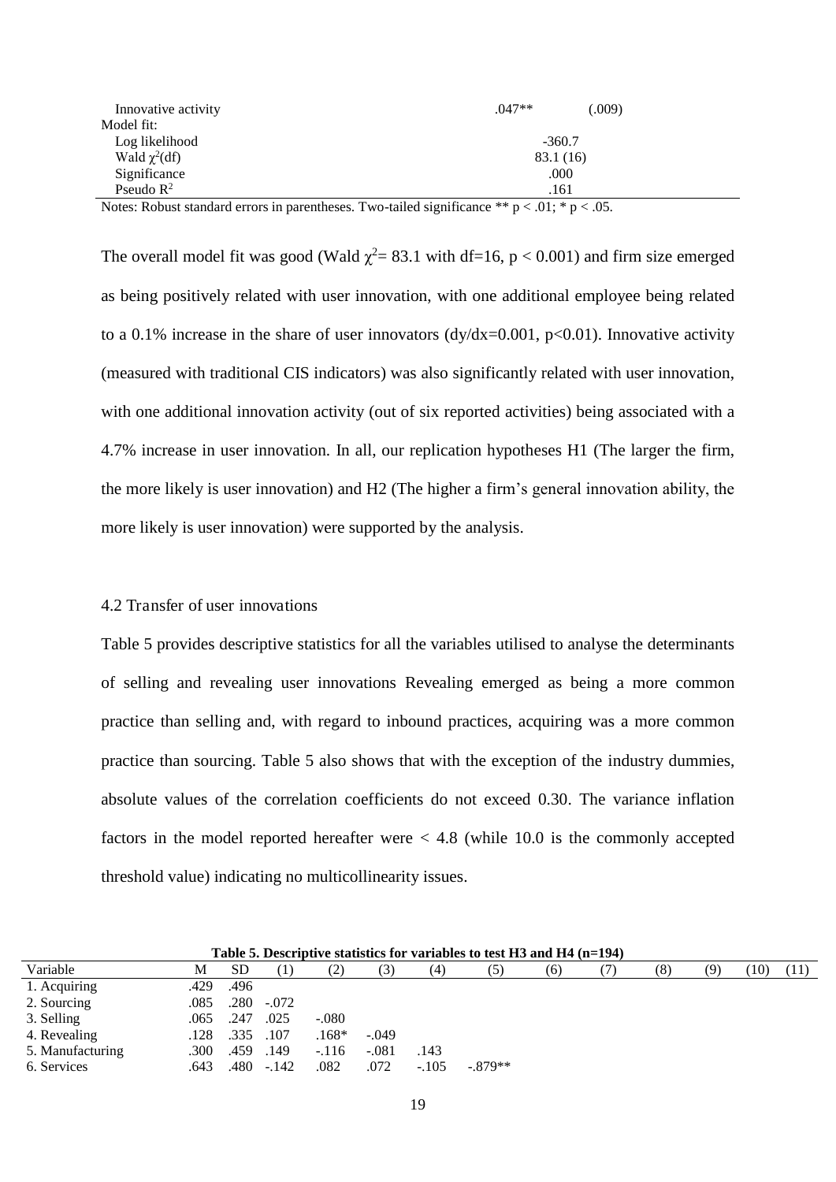| | | |
|---|---|---|
| Innovative activity | .047** | (.009) |
| Model fit: | | |
| Log likelihood | -360.7 | |
| Wald $\chi^2$(df) | 83.1 (16) | |
| Significance | .000 | |
| Pseudo $R^2$ | .161 | |

Notes: Robust standard errors in parentheses. Two-tailed significance ** $p < .01$; * $p < .05$.

The overall model fit was good (Wald $\chi^2$= 83.1 with df=16, $p < 0.001$) and firm size emerged as being positively related with user innovation, with one additional employee being related to a 0.1% increase in the share of user innovators (dy/dx=0.001, $p<0.01$). Innovative activity (measured with traditional CIS indicators) was also significantly related with user innovation, with one additional innovation activity (out of six reported activities) being associated with a 4.7% increase in user innovation. In all, our replication hypotheses H1 (The larger the firm, the more likely is user innovation) and H2 (The higher a firm's general innovation ability, the more likely is user innovation) were supported by the analysis.

### 4.2 Transfer of user innovations

Table 5 provides descriptive statistics for all the variables utilised to analyse the determinants of selling and revealing user innovations Revealing emerged as being a more common practice than selling and, with regard to inbound practices, acquiring was a more common practice than sourcing. Table 5 also shows that with the exception of the industry dummies, absolute values of the correlation coefficients do not exceed 0.30. The variance inflation factors in the model reported hereafter were < 4.8 (while 10.0 is the commonly accepted threshold value) indicating no multicollinearity issues.

**Table 5. Descriptive statistics for variables to test H3 and H4 (n=194)**

| Variable | M | SD | (1) | (2) | (3) | (4) | (5) | (6) | (7) | (8) | (9) | (10) | (11) |
|---|---|---|---|---|---|---|---|---|---|---|---|---|---|
| 1. Acquiring | .429 | .496 | | | | | | | | | | | |
| 2. Sourcing | .085 | .280 | -.072 | | | | | | | | | | |
| 3. Selling | .065 | .247 | .025 | -.080 | | | | | | | | | |
| 4. Revealing | .128 | .335 | .107 | .168* | -.049 | | | | | | | | |
| 5. Manufacturing | .300 | .459 | .149 | -.116 | -.081 | .143 | | | | | | | |
| 6. Services | .643 | .480 | -.142 | .082 | .072 | -.105 | -.879** | | | | | | |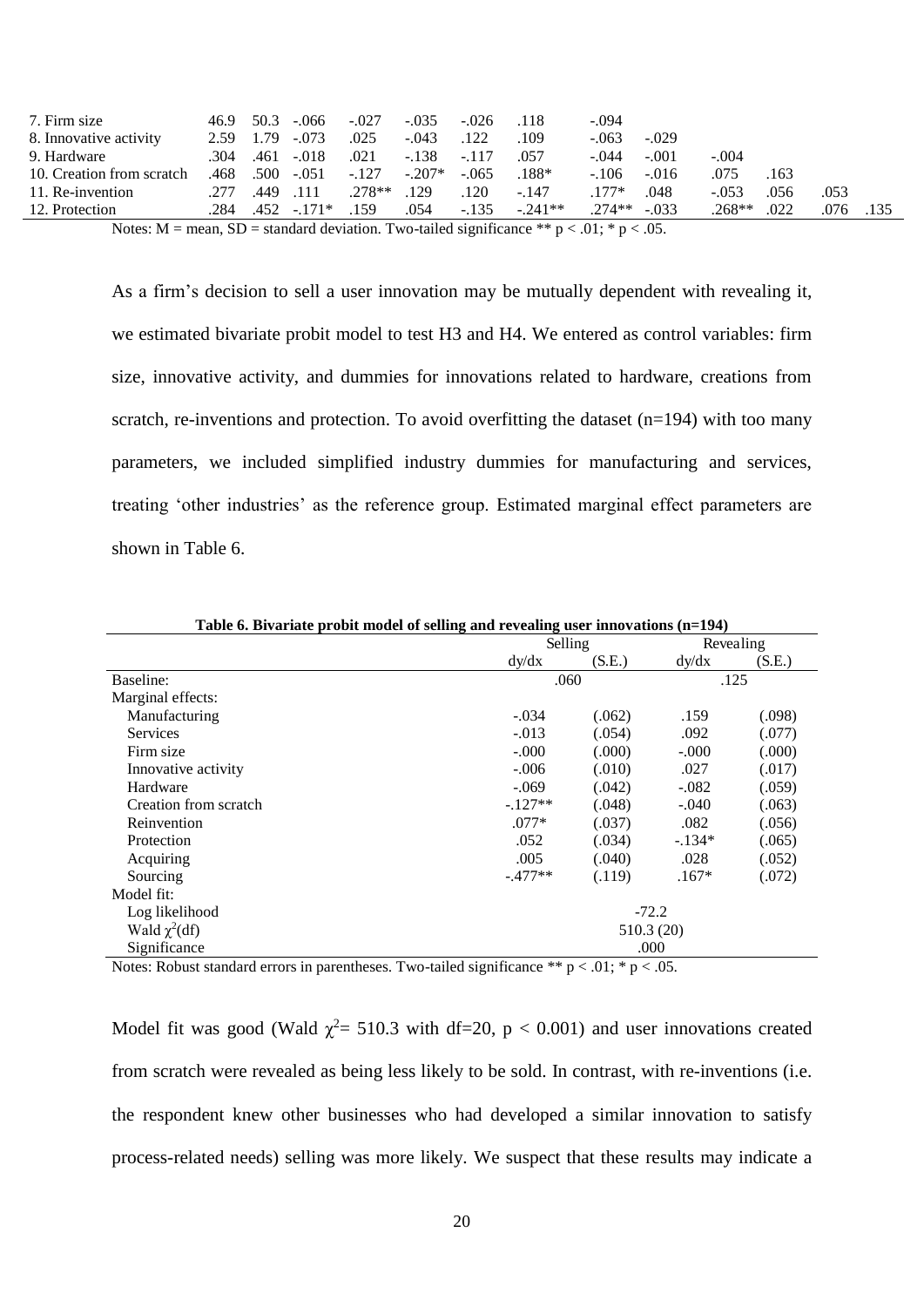| | | | | | | | | | | | | | |
|---|---|---|---|---|---|---|---|---|---|---|---|---|---|
| 7. Firm size | 46.9 | 50.3 | -.066 | -.027 | -.035 | -.026 | .118 | -.094 | | | | | |
| 8. Innovative activity | 2.59 | 1.79 | -.073 | .025 | -.043 | .122 | .109 | -.063 | -.029 | | | | |
| 9. Hardware | .304 | .461 | -.018 | .021 | -.138 | -.117 | .057 | -.044 | -.001 | -.004 | | | |
| 10. Creation from scratch | .468 | .500 | -.051 | -.127 | -.207* | -.065 | .188* | -.106 | -.016 | .075 | .163 | | |
| 11. Re-invention | .277 | .449 | .111 | .278** | .129 | .120 | -.147 | .177* | .048 | -.053 | .056 | .053 | |
| 12. Protection | .284 | .452 | -.171* | .159 | .054 | -.135 | -.241** | .274** | -.033 | .268** | .022 | .076 | .135 |

Notes: M = mean, SD = standard deviation. Two-tailed significance ** $p < .01$; * $p < .05$.

As a firm's decision to sell a user innovation may be mutually dependent with revealing it, we estimated bivariate probit model to test H3 and H4. We entered as control variables: firm size, innovative activity, and dummies for innovations related to hardware, creations from scratch, re-inventions and protection. To avoid overfitting the dataset (n=194) with too many parameters, we included simplified industry dummies for manufacturing and services, treating 'other industries' as the reference group. Estimated marginal effect parameters are shown in Table 6.

**Table 6. Bivariate probit model of selling and revealing user innovations (n=194)**

| | Selling | | Revealing | |
|---|---|---|---|---|
| | dy/dx | (S.E.) | dy/dx | (S.E.) |
| Baseline: | .060 | | .125 | |
| Marginal effects: | | | | |
| Manufacturing | -.034 | (.062) | .159 | (.098) |
| Services | -.013 | (.054) | .092 | (.077) |
| Firm size | -.000 | (.000) | -.000 | (.000) |
| Innovative activity | -.006 | (.010) | .027 | (.017) |
| Hardware | -.069 | (.042) | -.082 | (.059) |
| Creation from scratch | -.127** | (.048) | -.040 | (.063) |
| Reinvention | .077* | (.037) | .082 | (.056) |
| Protection | .052 | (.034) | -.134* | (.065) |
| Acquiring | .005 | (.040) | .028 | (.052) |
| Sourcing | -.477** | (.119) | .167* | (.072) |
| Model fit: | | | | |
| Log likelihood | -72.2 | | | |
| Wald $\chi^2$(df) | 510.3 (20) | | | |
| Significance | .000 | | | |

Notes: Robust standard errors in parentheses. Two-tailed significance ** $p < .01$; * $p < .05$.

Model fit was good (Wald $\chi^2$= 510.3 with df=20, $p < 0.001$) and user innovations created from scratch were revealed as being less likely to be sold. In contrast, with re-inventions (i.e. the respondent knew other businesses who had developed a similar innovation to satisfy process-related needs) selling was more likely. We suspect that these results may indicate a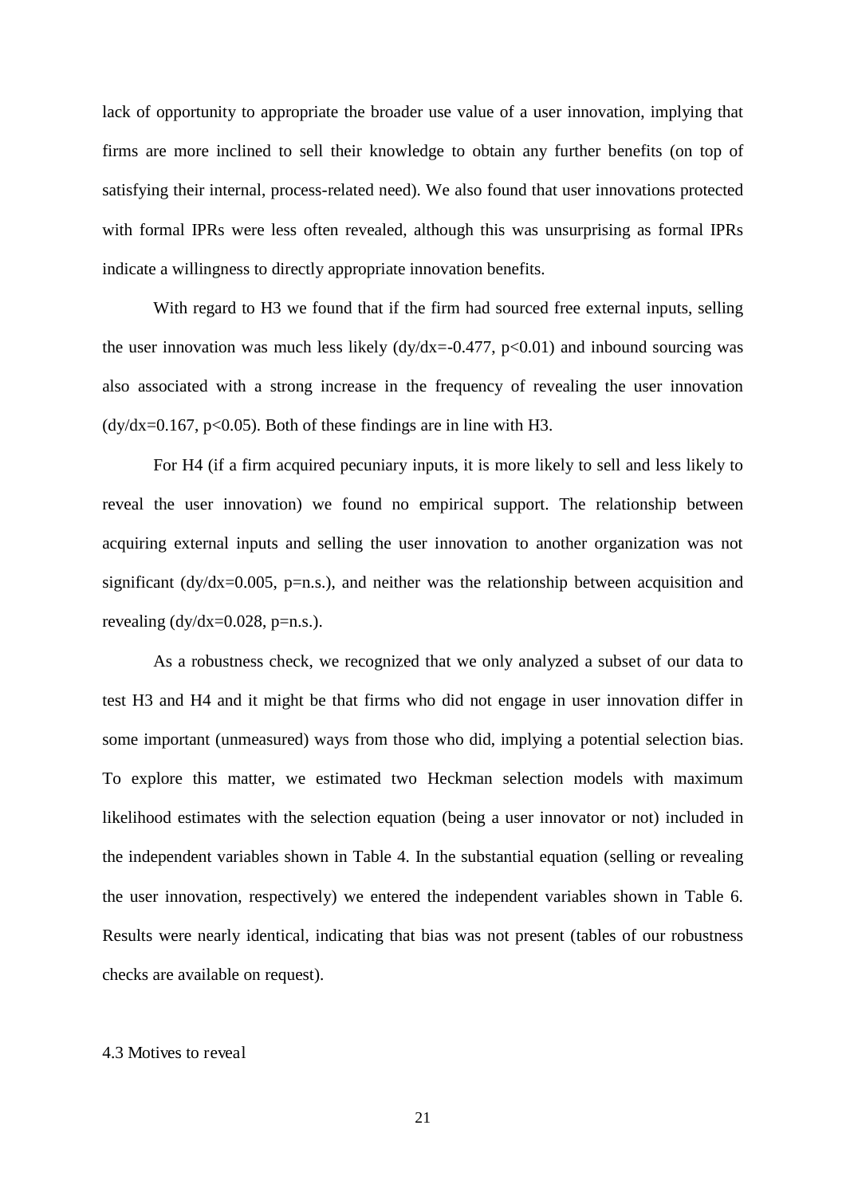lack of opportunity to appropriate the broader use value of a user innovation, implying that firms are more inclined to sell their knowledge to obtain any further benefits (on top of satisfying their internal, process-related need). We also found that user innovations protected with formal IPRs were less often revealed, although this was unsurprising as formal IPRs indicate a willingness to directly appropriate innovation benefits.

With regard to H3 we found that if the firm had sourced free external inputs, selling the user innovation was much less likely ($dy/dx=-0.477$, $p<0.01$) and inbound sourcing was also associated with a strong increase in the frequency of revealing the user innovation ($dy/dx=0.167$, $p<0.05$). Both of these findings are in line with H3.

For H4 (if a firm acquired pecuniary inputs, it is more likely to sell and less likely to reveal the user innovation) we found no empirical support. The relationship between acquiring external inputs and selling the user innovation to another organization was not significant ($dy/dx=0.005$, p=n.s.), and neither was the relationship between acquisition and revealing ($dy/dx=0.028$, p=n.s.).

As a robustness check, we recognized that we only analyzed a subset of our data to test H3 and H4 and it might be that firms who did not engage in user innovation differ in some important (unmeasured) ways from those who did, implying a potential selection bias. To explore this matter, we estimated two Heckman selection models with maximum likelihood estimates with the selection equation (being a user innovator or not) included in the independent variables shown in Table 4. In the substantial equation (selling or revealing the user innovation, respectively) we entered the independent variables shown in Table 6. Results were nearly identical, indicating that bias was not present (tables of our robustness checks are available on request).

### 4.3 Motives to reveal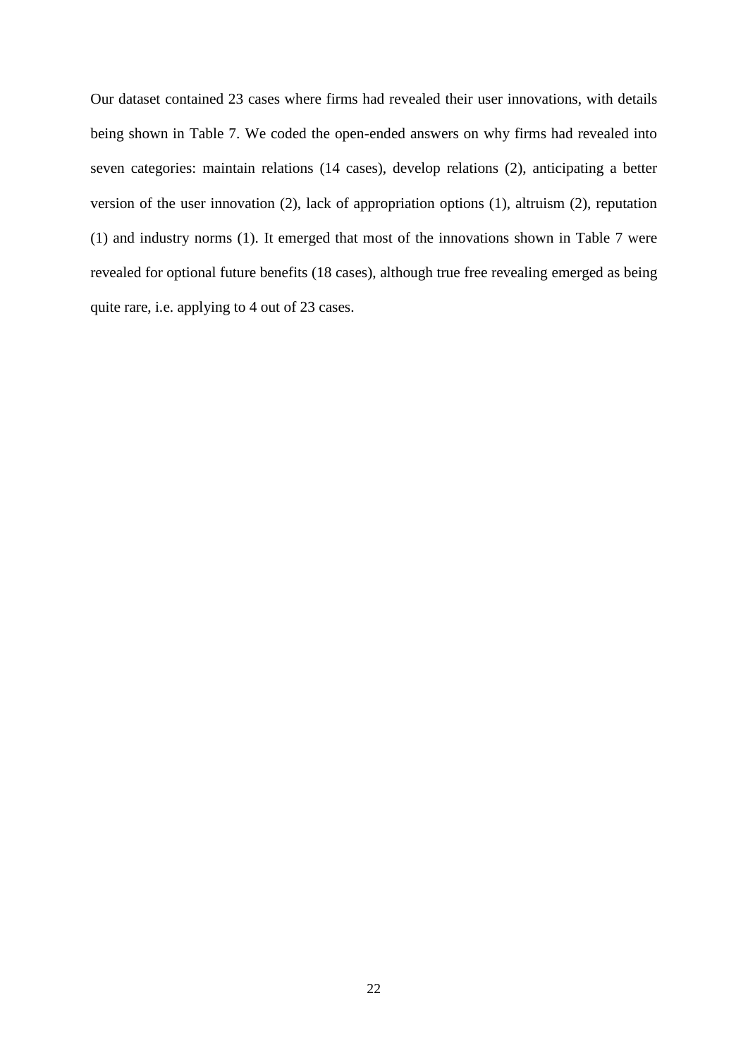Our dataset contained 23 cases where firms had revealed their user innovations, with details being shown in Table 7. We coded the open-ended answers on why firms had revealed into seven categories: maintain relations (14 cases), develop relations (2), anticipating a better version of the user innovation (2), lack of appropriation options (1), altruism (2), reputation (1) and industry norms (1). It emerged that most of the innovations shown in Table 7 were revealed for optional future benefits (18 cases), although true free revealing emerged as being quite rare, i.e. applying to 4 out of 23 cases.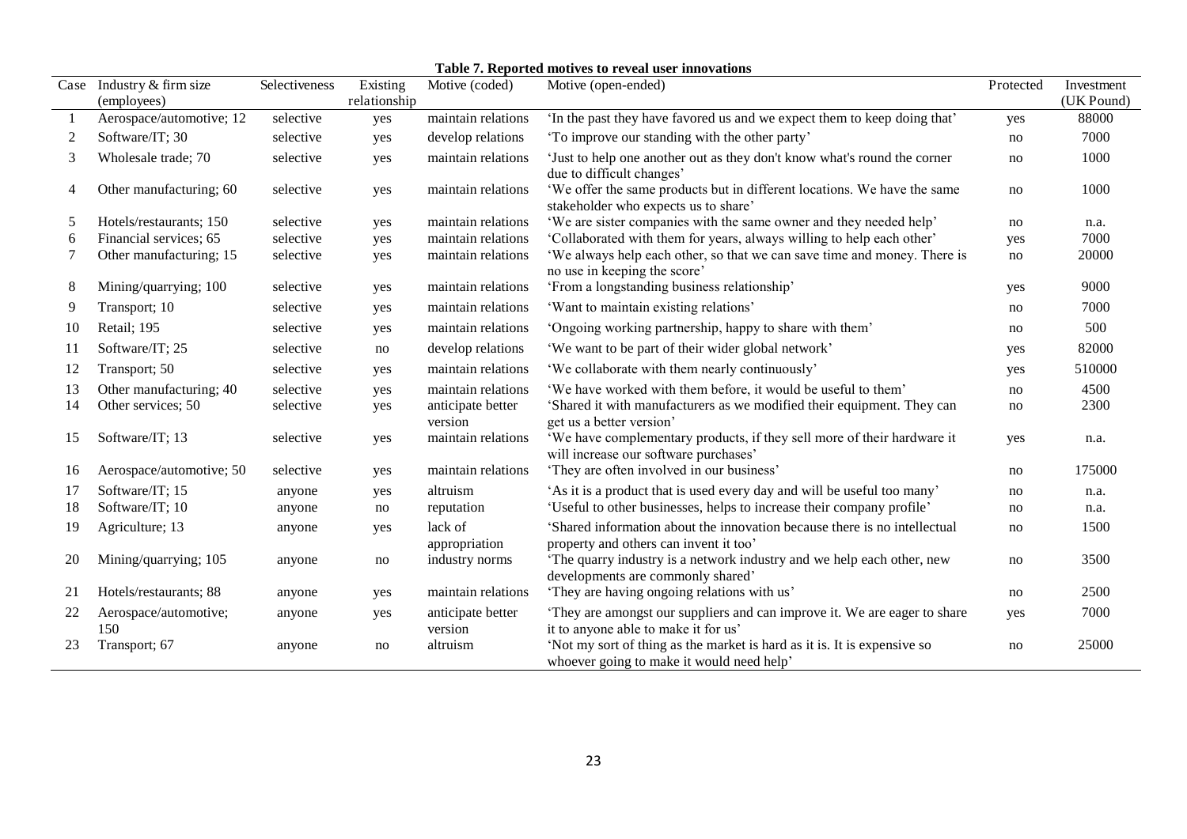**Table 7. Reported motives to reveal user innovations**

| Case | Industry & firm size (employees) | Selectiveness | Existing relationship | Motive (coded) | Motive (open-ended) | Protected | Investment (UK Pound) |
|---|---|---|---|---|---|---|---|
| 1 | Aerospace/automotive; 12 | selective | yes | maintain relations | 'In the past they have favored us and we expect them to keep doing that' | yes | 88000 |
| 2 | Software/IT; 30 | selective | yes | develop relations | 'To improve our standing with the other party' | no | 7000 |
| 3 | Wholesale trade; 70 | selective | yes | maintain relations | 'Just to help one another out as they don't know what's round the corner due to difficult changes' | no | 1000 |
| 4 | Other manufacturing; 60 | selective | yes | maintain relations | 'We offer the same products but in different locations. We have the same stakeholder who expects us to share' | no | 1000 |
| 5 | Hotels/restaurants; 150 | selective | yes | maintain relations | 'We are sister companies with the same owner and they needed help' | no | n.a. |
| 6 | Financial services; 65 | selective | yes | maintain relations | 'Collaborated with them for years, always willing to help each other' | yes | 7000 |
| 7 | Other manufacturing; 15 | selective | yes | maintain relations | 'We always help each other, so that we can save time and money. There is no use in keeping the score' | no | 20000 |
| 8 | Mining/quarrying; 100 | selective | yes | maintain relations | 'From a longstanding business relationship' | yes | 9000 |
| 9 | Transport; 10 | selective | yes | maintain relations | 'Want to maintain existing relations' | no | 7000 |
| 10 | Retail; 195 | selective | yes | maintain relations | 'Ongoing working partnership, happy to share with them' | no | 500 |
| 11 | Software/IT; 25 | selective | no | develop relations | 'We want to be part of their wider global network' | yes | 82000 |
| 12 | Transport; 50 | selective | yes | maintain relations | 'We collaborate with them nearly continuously' | yes | 510000 |
| 13 | Other manufacturing; 40 | selective | yes | maintain relations | 'We have worked with them before, it would be useful to them' | no | 4500 |
| 14 | Other services; 50 | selective | yes | anticipate better version | 'Shared it with manufacturers as we modified their equipment. They can get us a better version' | no | 2300 |
| 15 | Software/IT; 13 | selective | yes | maintain relations | 'We have complementary products, if they sell more of their hardware it will increase our software purchases' | yes | n.a. |
| 16 | Aerospace/automotive; 50 | selective | yes | maintain relations | 'They are often involved in our business' | no | 175000 |
| 17 | Software/IT; 15 | anyone | yes | altruism | 'As it is a product that is used every day and will be useful too many' | no | n.a. |
| 18 | Software/IT; 10 | anyone | no | reputation | 'Useful to other businesses, helps to increase their company profile' | no | n.a. |
| 19 | Agriculture; 13 | anyone | yes | lack of appropriation | 'Shared information about the innovation because there is no intellectual property and others can invent it too' | no | 1500 |
| 20 | Mining/quarrying; 105 | anyone | no | industry norms | 'The quarry industry is a network industry and we help each other, new developments are commonly shared' | no | 3500 |
| 21 | Hotels/restaurants; 88 | anyone | yes | maintain relations | 'They are having ongoing relations with us' | no | 2500 |
| 22 | Aerospace/automotive; 150 | anyone | yes | anticipate better version | 'They are amongst our suppliers and can improve it. We are eager to share it to anyone able to make it for us' | yes | 7000 |
| 23 | Transport; 67 | anyone | no | altruism | 'Not my sort of thing as the market is hard as it is. It is expensive so whoever going to make it would need help' | no | 25000 |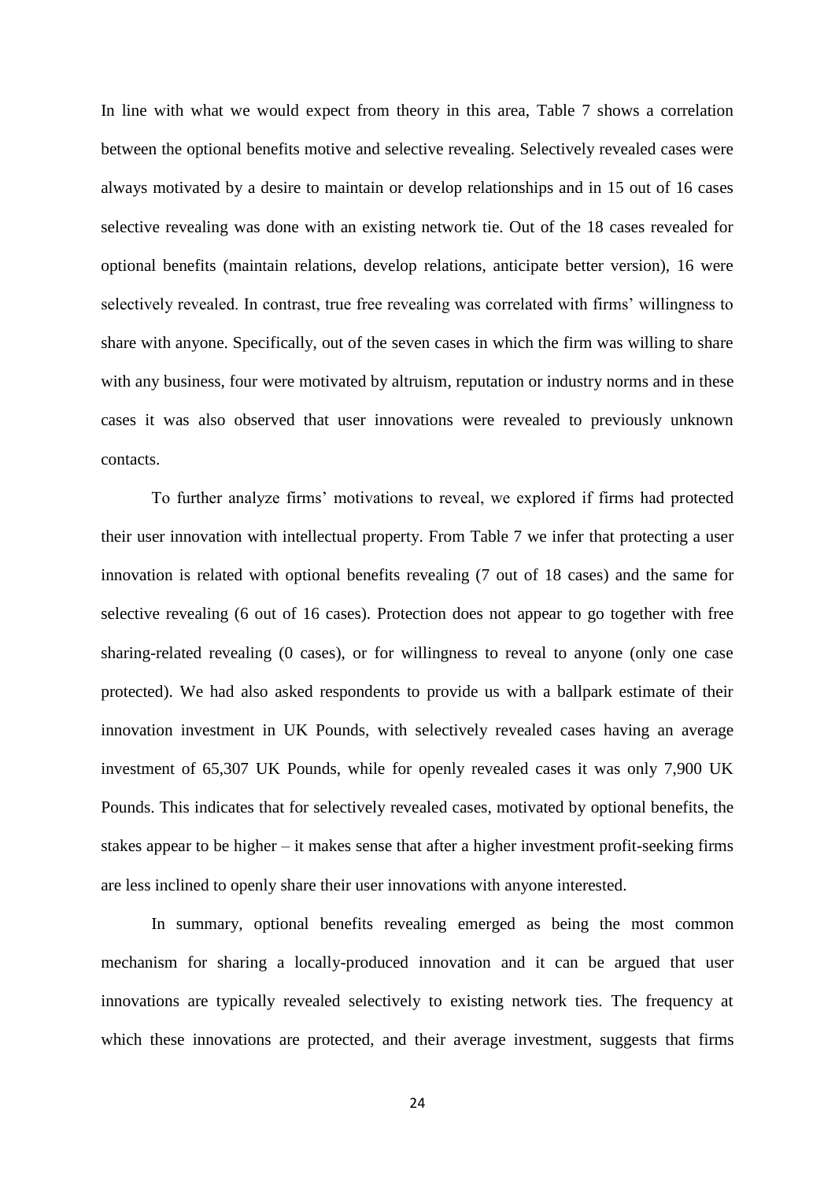In line with what we would expect from theory in this area, Table 7 shows a correlation between the optional benefits motive and selective revealing. Selectively revealed cases were always motivated by a desire to maintain or develop relationships and in 15 out of 16 cases selective revealing was done with an existing network tie. Out of the 18 cases revealed for optional benefits (maintain relations, develop relations, anticipate better version), 16 were selectively revealed. In contrast, true free revealing was correlated with firms' willingness to share with anyone. Specifically, out of the seven cases in which the firm was willing to share with any business, four were motivated by altruism, reputation or industry norms and in these cases it was also observed that user innovations were revealed to previously unknown contacts.

To further analyze firms' motivations to reveal, we explored if firms had protected their user innovation with intellectual property. From Table 7 we infer that protecting a user innovation is related with optional benefits revealing (7 out of 18 cases) and the same for selective revealing (6 out of 16 cases). Protection does not appear to go together with free sharing-related revealing (0 cases), or for willingness to reveal to anyone (only one case protected). We had also asked respondents to provide us with a ballpark estimate of their innovation investment in UK Pounds, with selectively revealed cases having an average investment of 65,307 UK Pounds, while for openly revealed cases it was only 7,900 UK Pounds. This indicates that for selectively revealed cases, motivated by optional benefits, the stakes appear to be higher – it makes sense that after a higher investment profit-seeking firms are less inclined to openly share their user innovations with anyone interested.

In summary, optional benefits revealing emerged as being the most common mechanism for sharing a locally-produced innovation and it can be argued that user innovations are typically revealed selectively to existing network ties. The frequency at which these innovations are protected, and their average investment, suggests that firms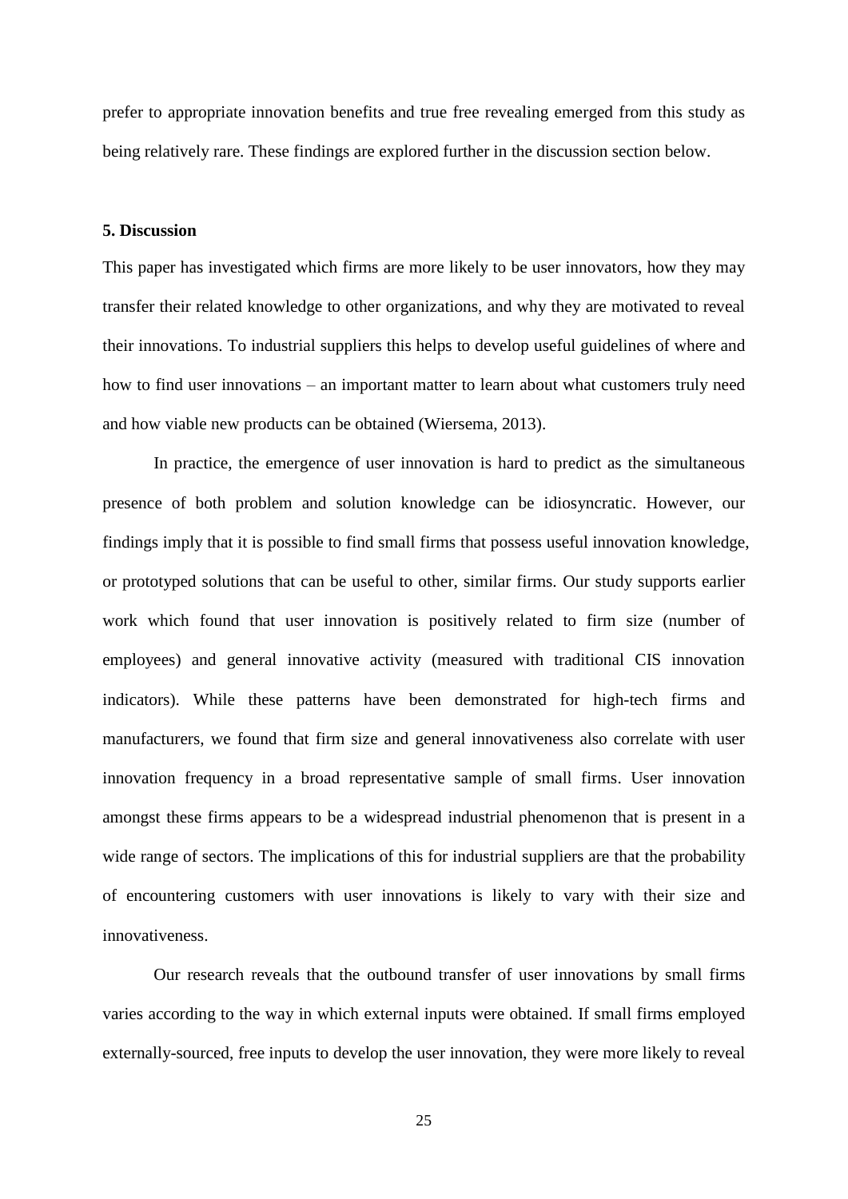prefer to appropriate innovation benefits and true free revealing emerged from this study as being relatively rare. These findings are explored further in the discussion section below.

**5. Discussion**

This paper has investigated which firms are more likely to be user innovators, how they may transfer their related knowledge to other organizations, and why they are motivated to reveal their innovations. To industrial suppliers this helps to develop useful guidelines of where and how to find user innovations – an important matter to learn about what customers truly need and how viable new products can be obtained (Wiersema, 2013).

In practice, the emergence of user innovation is hard to predict as the simultaneous presence of both problem and solution knowledge can be idiosyncratic. However, our findings imply that it is possible to find small firms that possess useful innovation knowledge, or prototyped solutions that can be useful to other, similar firms. Our study supports earlier work which found that user innovation is positively related to firm size (number of employees) and general innovative activity (measured with traditional CIS innovation indicators). While these patterns have been demonstrated for high-tech firms and manufacturers, we found that firm size and general innovativeness also correlate with user innovation frequency in a broad representative sample of small firms. User innovation amongst these firms appears to be a widespread industrial phenomenon that is present in a wide range of sectors. The implications of this for industrial suppliers are that the probability of encountering customers with user innovations is likely to vary with their size and innovativeness.

Our research reveals that the outbound transfer of user innovations by small firms varies according to the way in which external inputs were obtained. If small firms employed externally-sourced, free inputs to develop the user innovation, they were more likely to reveal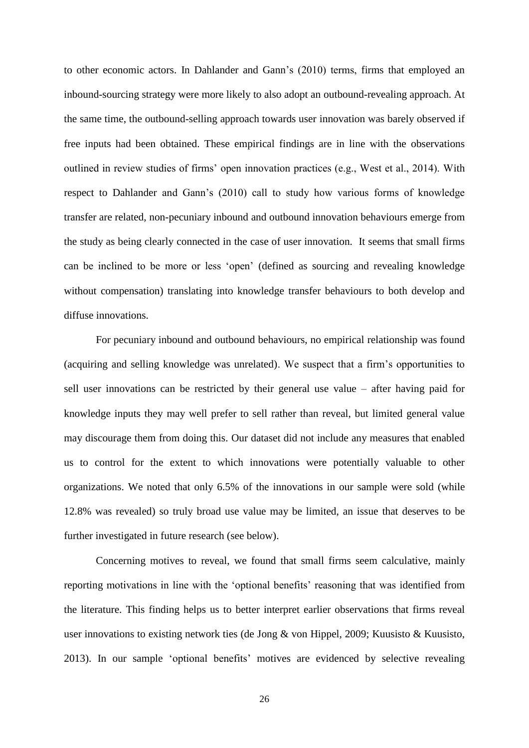to other economic actors. In Dahlander and Gann's (2010) terms, firms that employed an inbound-sourcing strategy were more likely to also adopt an outbound-revealing approach. At the same time, the outbound-selling approach towards user innovation was barely observed if free inputs had been obtained. These empirical findings are in line with the observations outlined in review studies of firms' open innovation practices (e.g., West et al., 2014). With respect to Dahlander and Gann's (2010) call to study how various forms of knowledge transfer are related, non-pecuniary inbound and outbound innovation behaviours emerge from the study as being clearly connected in the case of user innovation. It seems that small firms can be inclined to be more or less 'open' (defined as sourcing and revealing knowledge without compensation) translating into knowledge transfer behaviours to both develop and diffuse innovations.

For pecuniary inbound and outbound behaviours, no empirical relationship was found (acquiring and selling knowledge was unrelated). We suspect that a firm's opportunities to sell user innovations can be restricted by their general use value – after having paid for knowledge inputs they may well prefer to sell rather than reveal, but limited general value may discourage them from doing this. Our dataset did not include any measures that enabled us to control for the extent to which innovations were potentially valuable to other organizations. We noted that only 6.5% of the innovations in our sample were sold (while 12.8% was revealed) so truly broad use value may be limited, an issue that deserves to be further investigated in future research (see below).

Concerning motives to reveal, we found that small firms seem calculative, mainly reporting motivations in line with the 'optional benefits' reasoning that was identified from the literature. This finding helps us to better interpret earlier observations that firms reveal user innovations to existing network ties (de Jong & von Hippel, 2009; Kuusisto & Kuusisto, 2013). In our sample 'optional benefits' motives are evidenced by selective revealing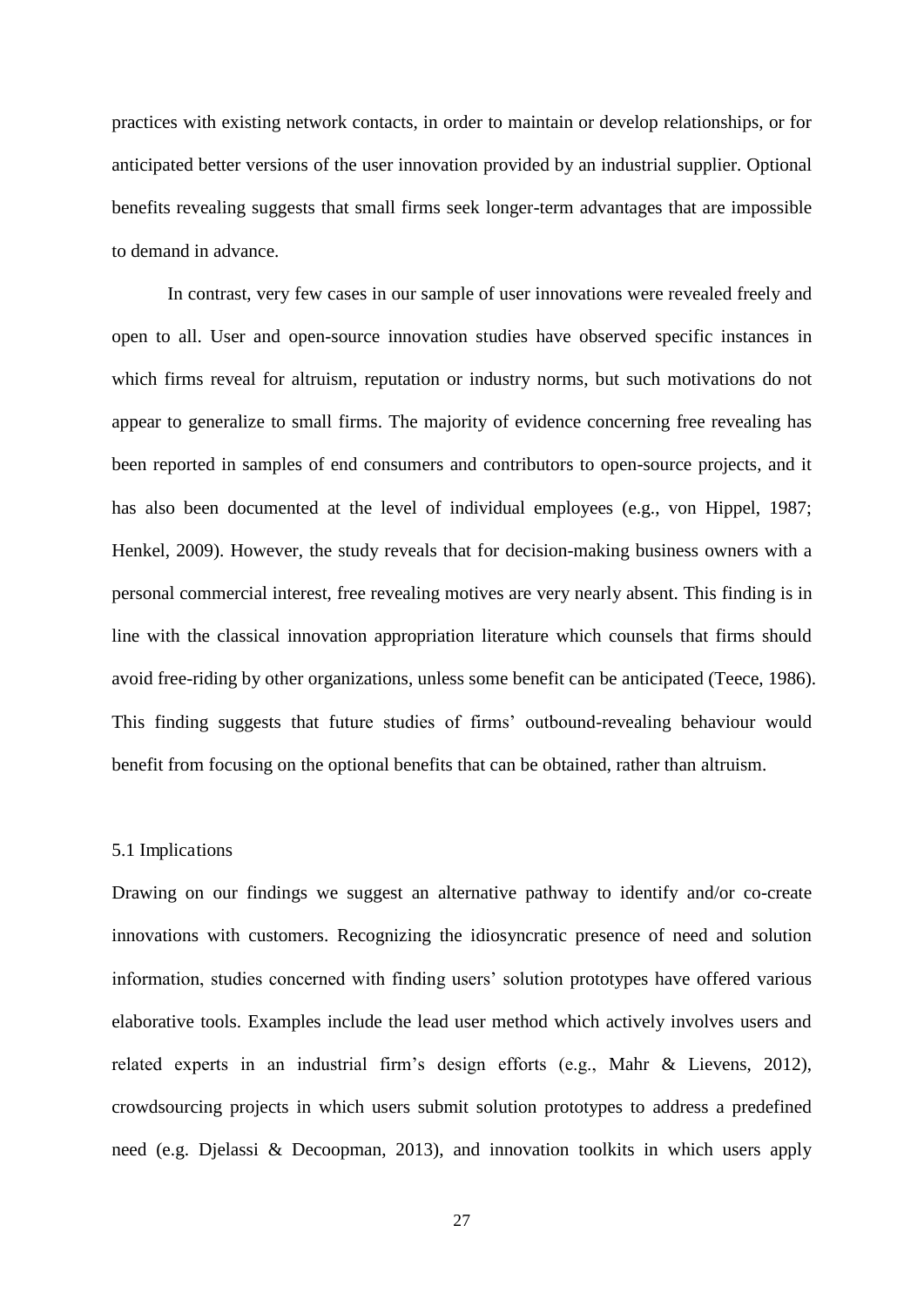practices with existing network contacts, in order to maintain or develop relationships, or for anticipated better versions of the user innovation provided by an industrial supplier. Optional benefits revealing suggests that small firms seek longer-term advantages that are impossible to demand in advance.

In contrast, very few cases in our sample of user innovations were revealed freely and open to all. User and open-source innovation studies have observed specific instances in which firms reveal for altruism, reputation or industry norms, but such motivations do not appear to generalize to small firms. The majority of evidence concerning free revealing has been reported in samples of end consumers and contributors to open-source projects, and it has also been documented at the level of individual employees (e.g., von Hippel, 1987; Henkel, 2009). However, the study reveals that for decision-making business owners with a personal commercial interest, free revealing motives are very nearly absent. This finding is in line with the classical innovation appropriation literature which counsels that firms should avoid free-riding by other organizations, unless some benefit can be anticipated (Teece, 1986). This finding suggests that future studies of firms' outbound-revealing behaviour would benefit from focusing on the optional benefits that can be obtained, rather than altruism.

### 5.1 Implications

Drawing on our findings we suggest an alternative pathway to identify and/or co-create innovations with customers. Recognizing the idiosyncratic presence of need and solution information, studies concerned with finding users' solution prototypes have offered various elaborative tools. Examples include the lead user method which actively involves users and related experts in an industrial firm's design efforts (e.g., Mahr & Lievens, 2012), crowdsourcing projects in which users submit solution prototypes to address a predefined need (e.g. Djelassi & Decoopman, 2013), and innovation toolkits in which users apply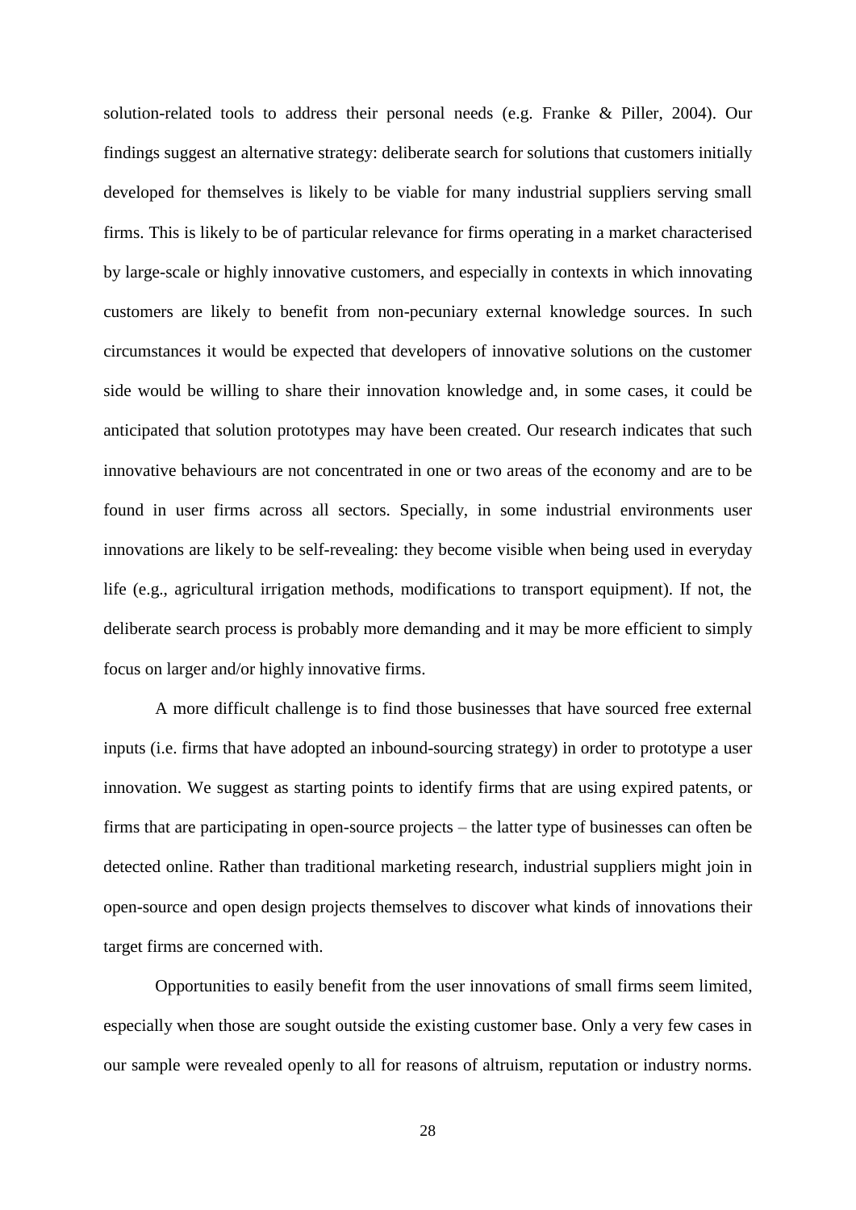solution-related tools to address their personal needs (e.g. Franke & Piller, 2004). Our findings suggest an alternative strategy: deliberate search for solutions that customers initially developed for themselves is likely to be viable for many industrial suppliers serving small firms. This is likely to be of particular relevance for firms operating in a market characterised by large-scale or highly innovative customers, and especially in contexts in which innovating customers are likely to benefit from non-pecuniary external knowledge sources. In such circumstances it would be expected that developers of innovative solutions on the customer side would be willing to share their innovation knowledge and, in some cases, it could be anticipated that solution prototypes may have been created. Our research indicates that such innovative behaviours are not concentrated in one or two areas of the economy and are to be found in user firms across all sectors. Specially, in some industrial environments user innovations are likely to be self-revealing: they become visible when being used in everyday life (e.g., agricultural irrigation methods, modifications to transport equipment). If not, the deliberate search process is probably more demanding and it may be more efficient to simply focus on larger and/or highly innovative firms.

A more difficult challenge is to find those businesses that have sourced free external inputs (i.e. firms that have adopted an inbound-sourcing strategy) in order to prototype a user innovation. We suggest as starting points to identify firms that are using expired patents, or firms that are participating in open-source projects – the latter type of businesses can often be detected online. Rather than traditional marketing research, industrial suppliers might join in open-source and open design projects themselves to discover what kinds of innovations their target firms are concerned with.

Opportunities to easily benefit from the user innovations of small firms seem limited, especially when those are sought outside the existing customer base. Only a very few cases in our sample were revealed openly to all for reasons of altruism, reputation or industry norms.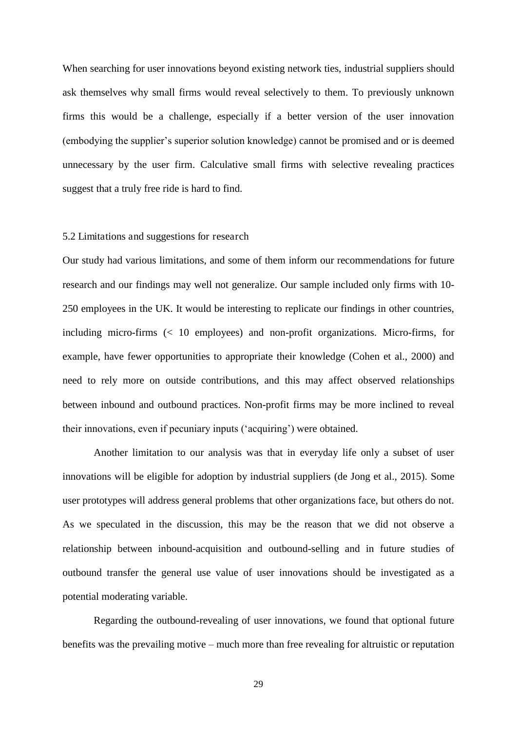When searching for user innovations beyond existing network ties, industrial suppliers should ask themselves why small firms would reveal selectively to them. To previously unknown firms this would be a challenge, especially if a better version of the user innovation (embodying the supplier's superior solution knowledge) cannot be promised and or is deemed unnecessary by the user firm. Calculative small firms with selective revealing practices suggest that a truly free ride is hard to find.

### 5.2 Limitations and suggestions for research

Our study had various limitations, and some of them inform our recommendations for future research and our findings may well not generalize. Our sample included only firms with 10-250 employees in the UK. It would be interesting to replicate our findings in other countries, including micro-firms (< 10 employees) and non-profit organizations. Micro-firms, for example, have fewer opportunities to appropriate their knowledge (Cohen et al., 2000) and need to rely more on outside contributions, and this may affect observed relationships between inbound and outbound practices. Non-profit firms may be more inclined to reveal their innovations, even if pecuniary inputs ('acquiring') were obtained.

Another limitation to our analysis was that in everyday life only a subset of user innovations will be eligible for adoption by industrial suppliers (de Jong et al., 2015). Some user prototypes will address general problems that other organizations face, but others do not. As we speculated in the discussion, this may be the reason that we did not observe a relationship between inbound-acquisition and outbound-selling and in future studies of outbound transfer the general use value of user innovations should be investigated as a potential moderating variable.

Regarding the outbound-revealing of user innovations, we found that optional future benefits was the prevailing motive – much more than free revealing for altruistic or reputation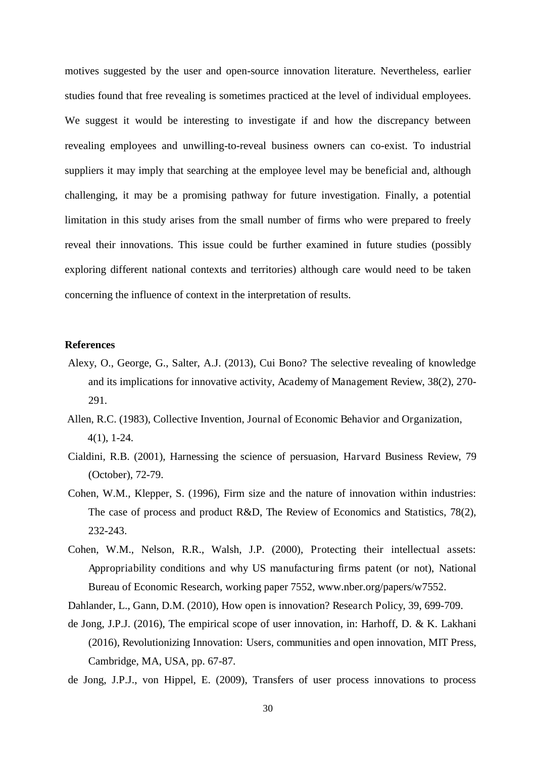motives suggested by the user and open-source innovation literature. Nevertheless, earlier studies found that free revealing is sometimes practiced at the level of individual employees. We suggest it would be interesting to investigate if and how the discrepancy between revealing employees and unwilling-to-reveal business owners can co-exist. To industrial suppliers it may imply that searching at the employee level may be beneficial and, although challenging, it may be a promising pathway for future investigation. Finally, a potential limitation in this study arises from the small number of firms who were prepared to freely reveal their innovations. This issue could be further examined in future studies (possibly exploring different national contexts and territories) although care would need to be taken concerning the influence of context in the interpretation of results.

**References**

Alexy, O., George, G., Salter, A.J. (2013), Cui Bono? The selective revealing of knowledge and its implications for innovative activity, Academy of Management Review, 38(2), 270-291.

Allen, R.C. (1983), Collective Invention, Journal of Economic Behavior and Organization, 4(1), 1-24.

Cialdini, R.B. (2001), Harnessing the science of persuasion, Harvard Business Review, 79 (October), 72-79.

Cohen, W.M., Klepper, S. (1996), Firm size and the nature of innovation within industries: The case of process and product R&D, The Review of Economics and Statistics, 78(2), 232-243.

Cohen, W.M., Nelson, R.R., Walsh, J.P. (2000), Protecting their intellectual assets: Appropriability conditions and why US manufacturing firms patent (or not), National Bureau of Economic Research, working paper 7552, www.nber.org/papers/w7552.

Dahlander, L., Gann, D.M. (2010), How open is innovation? Research Policy, 39, 699-709.

de Jong, J.P.J. (2016), The empirical scope of user innovation, in: Harhoff, D. & K. Lakhani (2016), Revolutionizing Innovation: Users, communities and open innovation, MIT Press, Cambridge, MA, USA, pp. 67-87.

de Jong, J.P.J., von Hippel, E. (2009), Transfers of user process innovations to process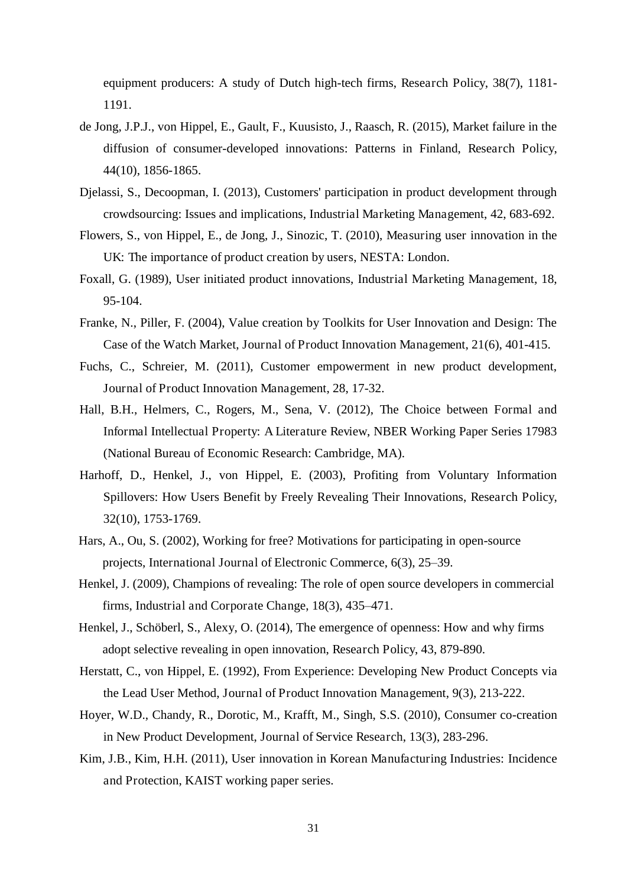equipment producers: A study of Dutch high-tech firms, Research Policy, 38(7), 1181-1191.

de Jong, J.P.J., von Hippel, E., Gault, F., Kuusisto, J., Raasch, R. (2015), Market failure in the diffusion of consumer-developed innovations: Patterns in Finland, Research Policy, 44(10), 1856-1865.

Djelassi, S., Decoopman, I. (2013), Customers' participation in product development through crowdsourcing: Issues and implications, Industrial Marketing Management, 42, 683-692.

Flowers, S., von Hippel, E., de Jong, J., Sinozic, T. (2010), Measuring user innovation in the UK: The importance of product creation by users, NESTA: London.

Foxall, G. (1989), User initiated product innovations, Industrial Marketing Management, 18, 95-104.

Franke, N., Piller, F. (2004), Value creation by Toolkits for User Innovation and Design: The Case of the Watch Market, Journal of Product Innovation Management, 21(6), 401-415.

Fuchs, C., Schreier, M. (2011), Customer empowerment in new product development, Journal of Product Innovation Management, 28, 17-32.

Hall, B.H., Helmers, C., Rogers, M., Sena, V. (2012), The Choice between Formal and Informal Intellectual Property: A Literature Review, NBER Working Paper Series 17983 (National Bureau of Economic Research: Cambridge, MA).

Harhoff, D., Henkel, J., von Hippel, E. (2003), Profiting from Voluntary Information Spillovers: How Users Benefit by Freely Revealing Their Innovations, Research Policy, 32(10), 1753-1769.

Hars, A., Ou, S. (2002), Working for free? Motivations for participating in open-source projects, International Journal of Electronic Commerce, 6(3), 25–39.

Henkel, J. (2009), Champions of revealing: The role of open source developers in commercial firms, Industrial and Corporate Change, 18(3), 435–471.

Henkel, J., Schöberl, S., Alexy, O. (2014), The emergence of openness: How and why firms adopt selective revealing in open innovation, Research Policy, 43, 879-890.

Herstatt, C., von Hippel, E. (1992), From Experience: Developing New Product Concepts via the Lead User Method, Journal of Product Innovation Management, 9(3), 213-222.

Hoyer, W.D., Chandy, R., Dorotic, M., Krafft, M., Singh, S.S. (2010), Consumer co-creation in New Product Development, Journal of Service Research, 13(3), 283-296.

Kim, J.B., Kim, H.H. (2011), User innovation in Korean Manufacturing Industries: Incidence and Protection, KAIST working paper series.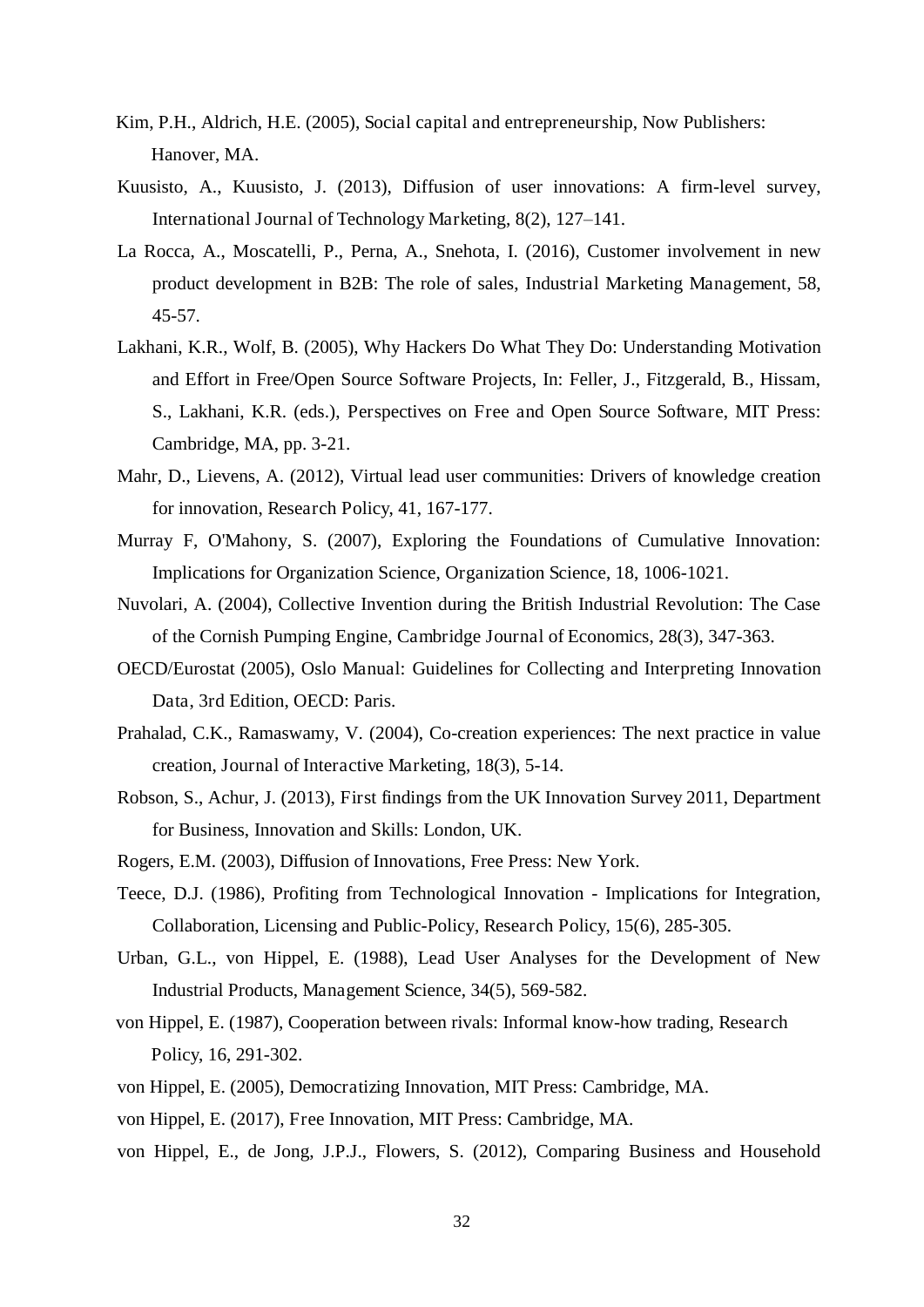Kim, P.H., Aldrich, H.E. (2005), Social capital and entrepreneurship, Now Publishers: Hanover, MA.

Kuusisto, A., Kuusisto, J. (2013), Diffusion of user innovations: A firm-level survey, International Journal of Technology Marketing, 8(2), 127–141.

La Rocca, A., Moscatelli, P., Perna, A., Snehota, I. (2016), Customer involvement in new product development in B2B: The role of sales, Industrial Marketing Management, 58, 45-57.

Lakhani, K.R., Wolf, B. (2005), Why Hackers Do What They Do: Understanding Motivation and Effort in Free/Open Source Software Projects, In: Feller, J., Fitzgerald, B., Hissam, S., Lakhani, K.R. (eds.), Perspectives on Free and Open Source Software, MIT Press: Cambridge, MA, pp. 3-21.

Mahr, D., Lievens, A. (2012), Virtual lead user communities: Drivers of knowledge creation for innovation, Research Policy, 41, 167-177.

Murray F, O'Mahony, S. (2007), Exploring the Foundations of Cumulative Innovation: Implications for Organization Science, Organization Science, 18, 1006-1021.

Nuvolari, A. (2004), Collective Invention during the British Industrial Revolution: The Case of the Cornish Pumping Engine, Cambridge Journal of Economics, 28(3), 347-363.

OECD/Eurostat (2005), Oslo Manual: Guidelines for Collecting and Interpreting Innovation Data, 3rd Edition, OECD: Paris.

Prahalad, C.K., Ramaswamy, V. (2004), Co-creation experiences: The next practice in value creation, Journal of Interactive Marketing, 18(3), 5-14.

Robson, S., Achur, J. (2013), First findings from the UK Innovation Survey 2011, Department for Business, Innovation and Skills: London, UK.

Rogers, E.M. (2003), Diffusion of Innovations, Free Press: New York.

Teece, D.J. (1986), Profiting from Technological Innovation - Implications for Integration, Collaboration, Licensing and Public-Policy, Research Policy, 15(6), 285-305.

Urban, G.L., von Hippel, E. (1988), Lead User Analyses for the Development of New Industrial Products, Management Science, 34(5), 569-582.

von Hippel, E. (1987), Cooperation between rivals: Informal know-how trading, Research Policy, 16, 291-302.

von Hippel, E. (2005), Democratizing Innovation, MIT Press: Cambridge, MA.

von Hippel, E. (2017), Free Innovation, MIT Press: Cambridge, MA.

von Hippel, E., de Jong, J.P.J., Flowers, S. (2012), Comparing Business and Household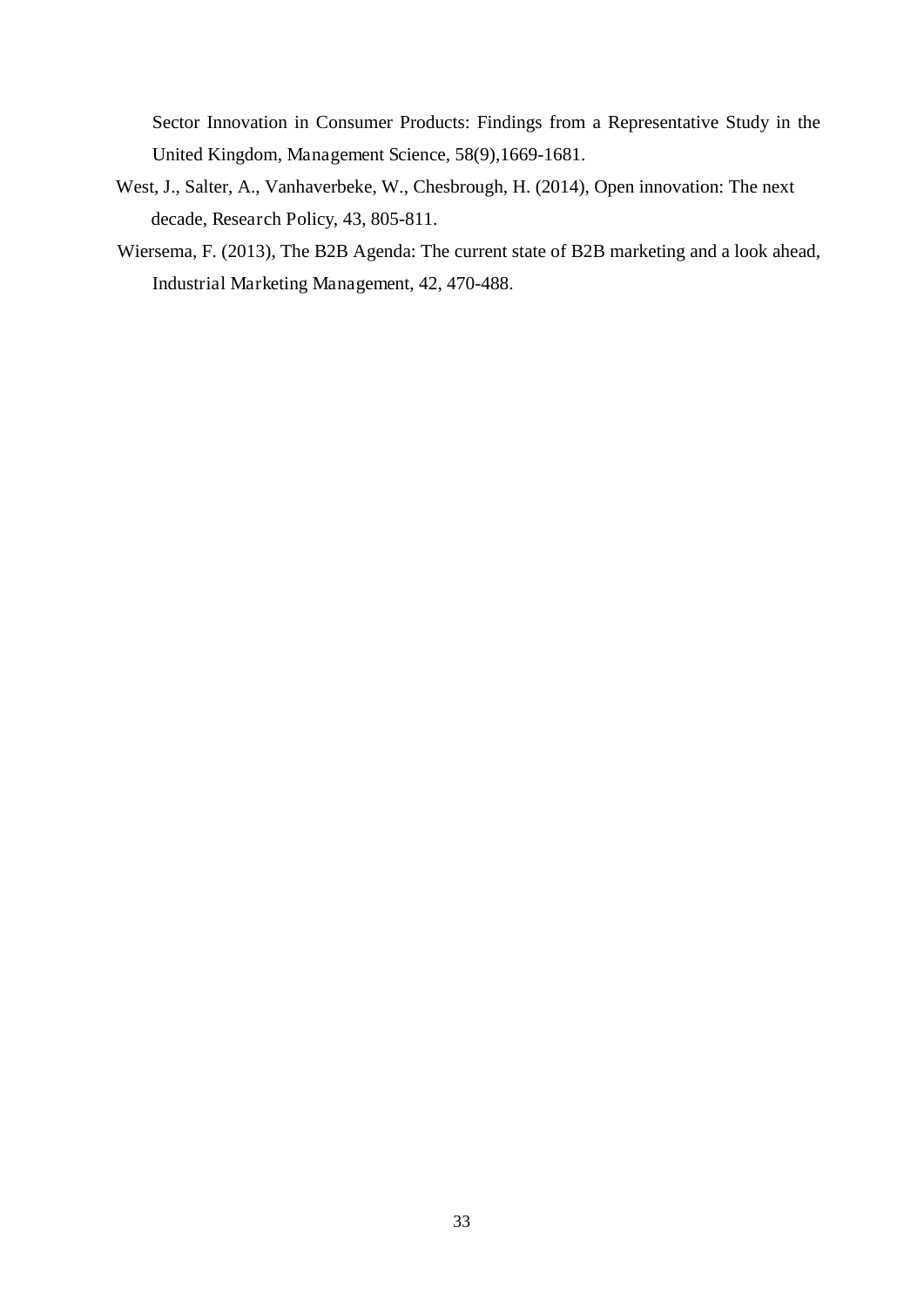Sector Innovation in Consumer Products: Findings from a Representative Study in the United Kingdom, Management Science, 58(9),1669-1681.

West, J., Salter, A., Vanhaverbeke, W., Chesbrough, H. (2014), Open innovation: The next decade, Research Policy, 43, 805-811.

Wiersema, F. (2013), The B2B Agenda: The current state of B2B marketing and a look ahead, Industrial Marketing Management, 42, 470-488.